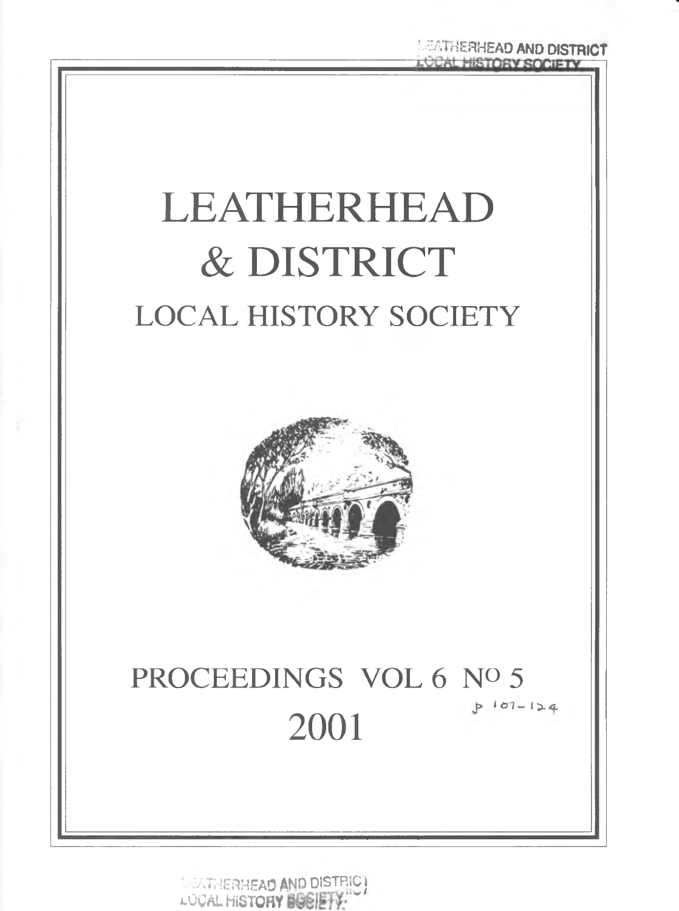# LEATHERHEAD & DISTRICT

## LOCAL HISTORY SOCIETY

## PROCEEDINGS VOL 6 No 5

## 2001

p 101-124

LEATHERHEAD AND DISTRICT LOCAL HISTORY SOCIETY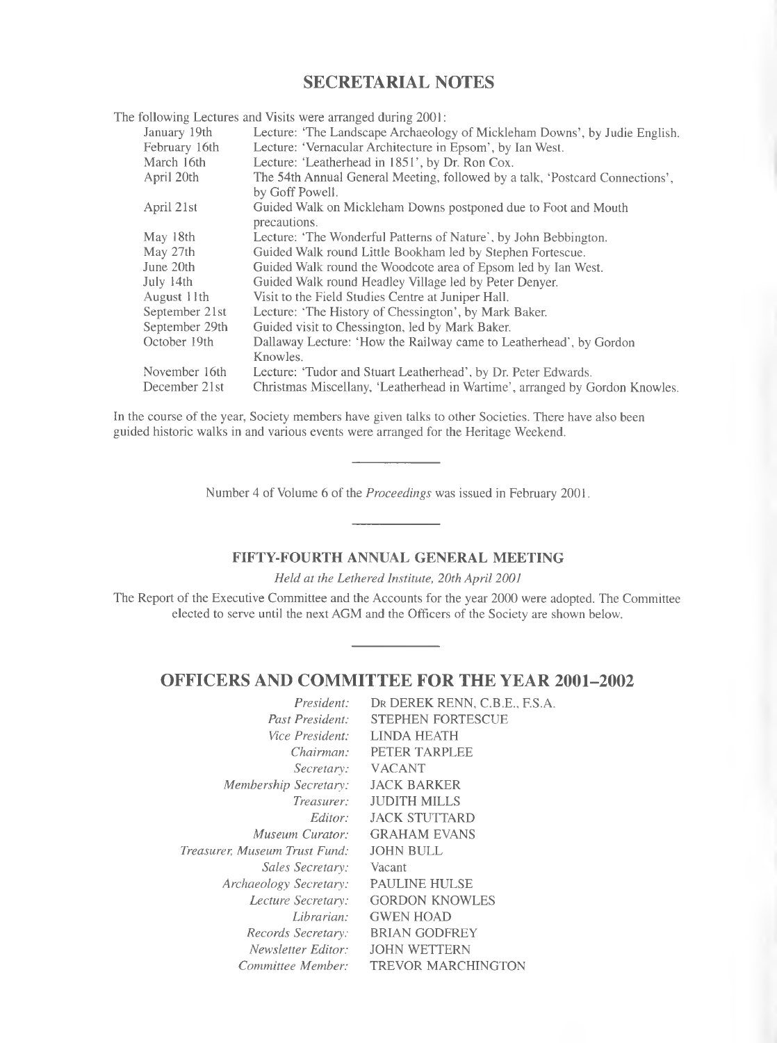## SECRETARIAL NOTES

The following Lectures and Visits were arranged during 2001:

| | |
|---|---|
| January 19th | Lecture: 'The Landscape Archaeology of Mickleham Downs', by Judie English. |
| February 16th | Lecture: 'Vernacular Architecture in Epsom', by Ian West. |
| March 16th | Lecture: 'Leatherhead in 1851', by Dr. Ron Cox. |
| April 20th | The 54th Annual General Meeting, followed by a talk, 'Postcard Connections', by Goff Powell. |
| April 21st | Guided Walk on Mickleham Downs postponed due to Foot and Mouth precautions. |
| May 18th | Lecture: 'The Wonderful Patterns of Nature', by John Bebbington. |
| May 27th | Guided Walk round Little Bookham led by Stephen Fortescue. |
| June 20th | Guided Walk round the Woodcote area of Epsom led by Ian West. |
| July 14th | Guided Walk round Headley Village led by Peter Denyer. |
| August 11th | Visit to the Field Studies Centre at Juniper Hall. |
| September 21st | Lecture: 'The History of Chessington', by Mark Baker. |
| September 29th | Guided visit to Chessington, led by Mark Baker. |
| October 19th | Dallaway Lecture: 'How the Railway came to Leatherhead', by Gordon Knowles. |
| November 16th | Lecture: 'Tudor and Stuart Leatherhead', by Dr. Peter Edwards. |
| December 21st | Christmas Miscellany, 'Leatherhead in Wartime', arranged by Gordon Knowles. |

In the course of the year, Society members have given talks to other Societies. There have also been guided historic walks in and various events were arranged for the Heritage Weekend.

---

Number 4 of Volume 6 of the *Proceedings* was issued in February 2001.

---

### FIFTY-FOURTH ANNUAL GENERAL MEETING

*Held at the Lethered Institute, 20th April 2001*

The Report of the Executive Committee and the Accounts for the year 2000 were adopted. The Committee elected to serve until the next AGM and the Officers of the Society are shown below.

---

## OFFICERS AND COMMITTEE FOR THE YEAR 2001–2002

| | |
|---|---|
| *President:* | DR DEREK RENN, C.B.E., F.S.A. |
| *Past President:* | STEPHEN FORTESCUE |
| *Vice President:* | LINDA HEATH |
| *Chairman:* | PETER TARPLEE |
| *Secretary:* | VACANT |
| *Membership Secretary:* | JACK BARKER |
| *Treasurer:* | JUDITH MILLS |
| *Editor:* | JACK STUTTARD |
| *Museum Curator:* | GRAHAM EVANS |
| *Treasurer, Museum Trust Fund:* | JOHN BULL |
| *Sales Secretary:* | Vacant |
| *Archaeology Secretary:* | PAULINE HULSE |
| *Lecture Secretary:* | GORDON KNOWLES |
| *Librarian:* | GWEN HOAD |
| *Records Secretary:* | BRIAN GODFREY |
| *Newsletter Editor:* | JOHN WETTERN |
| *Committee Member:* | TREVOR MARCHINGTON |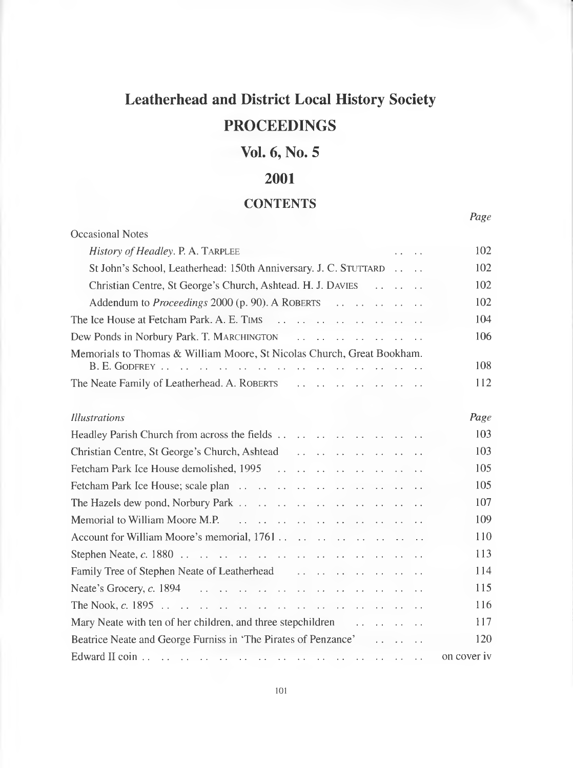# Leatherhead and District Local History Society

## PROCEEDINGS

## Vol. 6, No. 5

## 2001

### CONTENTS

| | Page |
|---|---|
| Occasional Notes | |
| *History of Headley*. P. A. TARPLEE | 102 |
| St John's School, Leatherhead: 150th Anniversary. J. C. STUTTARD | 102 |
| Christian Centre, St George's Church, Ashtead. H. J. DAVIES | 102 |
| Addendum to *Proceedings* 2000 (p. 90). A ROBERTS | 102 |
| The Ice House at Fetcham Park. A. E. TIMS | 104 |
| Dew Ponds in Norbury Park. T. MARCHINGTON | 106 |
| Memorials to Thomas & William Moore, St Nicolas Church, Great Bookham. B. E. GODFREY | 108 |
| The Neate Family of Leatherhead. A. ROBERTS | 112 |

| *Illustrations* | Page |
|---|---|
| Headley Parish Church from across the fields | 103 |
| Christian Centre, St George's Church, Ashtead | 103 |
| Fetcham Park Ice House demolished, 1995 | 105 |
| Fetcham Park Ice House; scale plan | 105 |
| The Hazels dew pond, Norbury Park | 107 |
| Memorial to William Moore M.P. | 109 |
| Account for William Moore's memorial, 1761 | 110 |
| Stephen Neate, *c.* 1880 | 113 |
| Family Tree of Stephen Neate of Leatherhead | 114 |
| Neate's Grocery, *c.* 1894 | 115 |
| The Nook, *c.* 1895 | 116 |
| Mary Neate with ten of her children, and three stepchildren | 117 |
| Beatrice Neate and George Furniss in 'The Pirates of Penzance' | 120 |
| Edward II coin | on cover iv |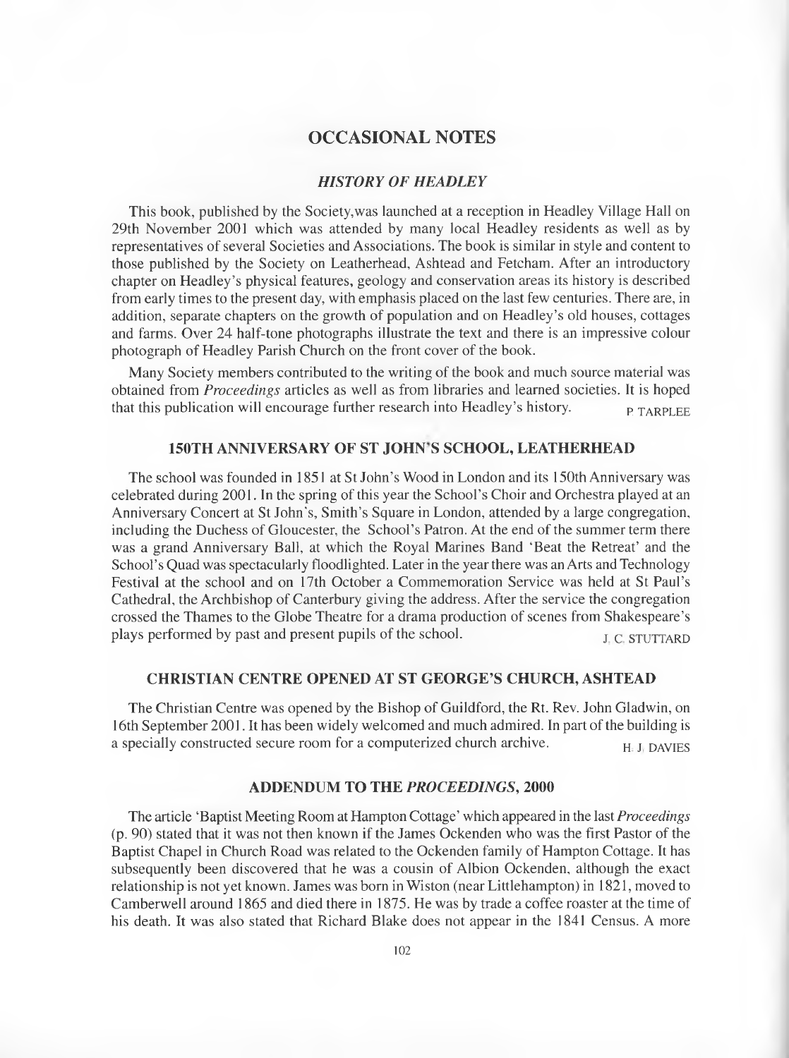# OCCASIONAL NOTES

## *HISTORY OF HEADLEY*

This book, published by the Society,was launched at a reception in Headley Village Hall on 29th November 2001 which was attended by many local Headley residents as well as by representatives of several Societies and Associations. The book is similar in style and content to those published by the Society on Leatherhead, Ashtead and Fetcham. After an introductory chapter on Headley's physical features, geology and conservation areas its history is described from early times to the present day, with emphasis placed on the last few centuries. There are, in addition, separate chapters on the growth of population and on Headley's old houses, cottages and farms. Over 24 half-tone photographs illustrate the text and there is an impressive colour photograph of Headley Parish Church on the front cover of the book.

Many Society members contributed to the writing of the book and much source material was obtained from *Proceedings* articles as well as from libraries and learned societies. It is hoped that this publication will encourage further research into Headley's history.

P TARPLEE

## 150TH ANNIVERSARY OF ST JOHN'S SCHOOL, LEATHERHEAD

The school was founded in 1851 at St John's Wood in London and its 150th Anniversary was celebrated during 2001. In the spring of this year the School's Choir and Orchestra played at an Anniversary Concert at St John's, Smith's Square in London, attended by a large congregation, including the Duchess of Gloucester, the School's Patron. At the end of the summer term there was a grand Anniversary Ball, at which the Royal Marines Band 'Beat the Retreat' and the School's Quad was spectacularly floodlighted. Later in the year there was an Arts and Technology Festival at the school and on 17th October a Commemoration Service was held at St Paul's Cathedral, the Archbishop of Canterbury giving the address. After the service the congregation crossed the Thames to the Globe Theatre for a drama production of scenes from Shakespeare's plays performed by past and present pupils of the school.

J. C. STUTTARD

## CHRISTIAN CENTRE OPENED AT ST GEORGE'S CHURCH, ASHTEAD

The Christian Centre was opened by the Bishop of Guildford, the Rt. Rev. John Gladwin, on 16th September 2001. It has been widely welcomed and much admired. In part of the building is a specially constructed secure room for a computerized church archive.

H. J. DAVIES

## ADDENDUM TO THE *PROCEEDINGS*, 2000

The article 'Baptist Meeting Room at Hampton Cottage' which appeared in the last *Proceedings* (p. 90) stated that it was not then known if the James Ockenden who was the first Pastor of the Baptist Chapel in Church Road was related to the Ockenden family of Hampton Cottage. It has subsequently been discovered that he was a cousin of Albion Ockenden, although the exact relationship is not yet known. James was born in Wiston (near Littlehampton) in 1821, moved to Camberwell around 1865 and died there in 1875. He was by trade a coffee roaster at the time of his death. It was also stated that Richard Blake does not appear in the 1841 Census. A more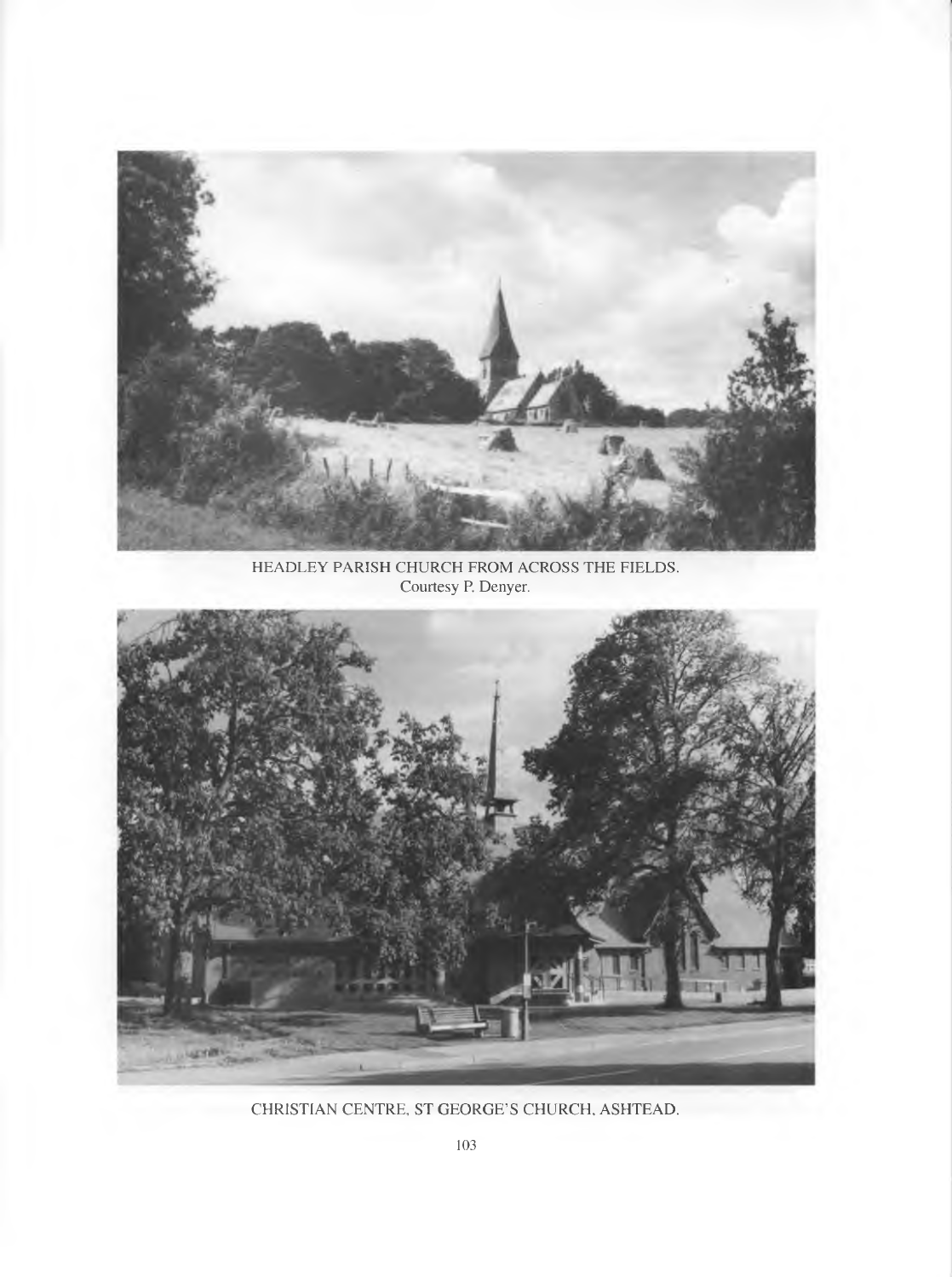HEADLEY PARISH CHURCH FROM ACROSS THE FIELDS.
Courtesy P. Denyer.

CHRISTIAN CENTRE, ST GEORGE'S CHURCH, ASHTEAD.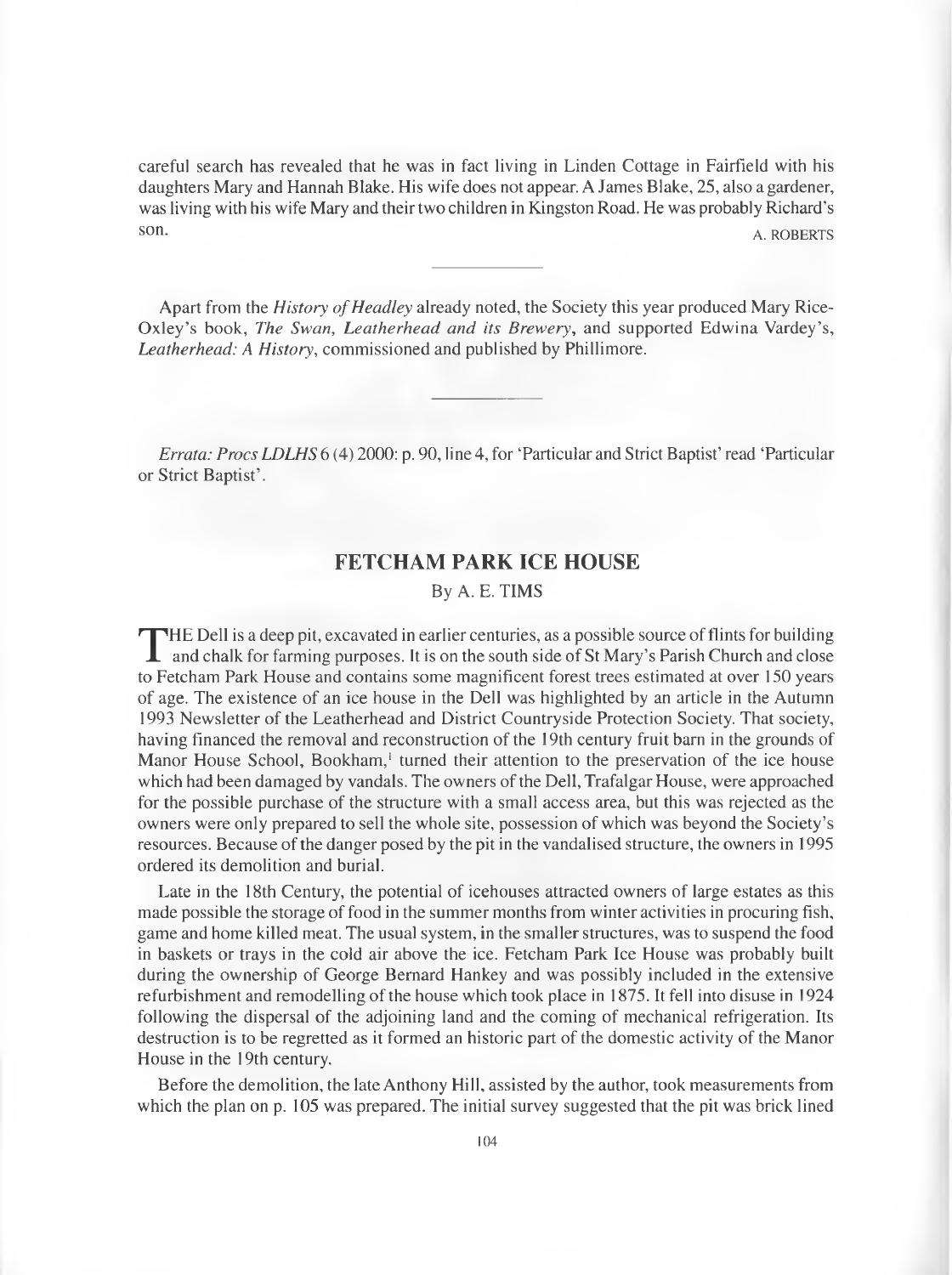careful search has revealed that he was in fact living in Linden Cottage in Fairfield with his daughters Mary and Hannah Blake. His wife does not appear. A James Blake, 25, also a gardener, was living with his wife Mary and their two children in Kingston Road. He was probably Richard's son.

A. ROBERTS

---

Apart from the *History of Headley* already noted, the Society this year produced Mary Rice-Oxley's book, *The Swan, Leatherhead and its Brewery*, and supported Edwina Vardey's, *Leatherhead: A History*, commissioned and published by Phillimore.

---

*Errata: Procs LDLHS* 6 (4) 2000: p. 90, line 4, for 'Particular and Strict Baptist' read 'Particular or Strict Baptist'.

## FETCHAM PARK ICE HOUSE

By A. E. TIMS

THE Dell is a deep pit, excavated in earlier centuries, as a possible source of flints for building and chalk for farming purposes. It is on the south side of St Mary's Parish Church and close to Fetcham Park House and contains some magnificent forest trees estimated at over 150 years of age. The existence of an ice house in the Dell was highlighted by an article in the Autumn 1993 Newsletter of the Leatherhead and District Countryside Protection Society. That society, having financed the removal and reconstruction of the 19th century fruit barn in the grounds of Manor House School, Bookham,[1] turned their attention to the preservation of the ice house which had been damaged by vandals. The owners of the Dell, Trafalgar House, were approached for the possible purchase of the structure with a small access area, but this was rejected as the owners were only prepared to sell the whole site, possession of which was beyond the Society's resources. Because of the danger posed by the pit in the vandalised structure, the owners in 1995 ordered its demolition and burial.

Late in the 18th Century, the potential of icehouses attracted owners of large estates as this made possible the storage of food in the summer months from winter activities in procuring fish, game and home killed meat. The usual system, in the smaller structures, was to suspend the food in baskets or trays in the cold air above the ice. Fetcham Park Ice House was probably built during the ownership of George Bernard Hankey and was possibly included in the extensive refurbishment and remodelling of the house which took place in 1875. It fell into disuse in 1924 following the dispersal of the adjoining land and the coming of mechanical refrigeration. Its destruction is to be regretted as it formed an historic part of the domestic activity of the Manor House in the 19th century.

Before the demolition, the late Anthony Hill, assisted by the author, took measurements from which the plan on p. 105 was prepared. The initial survey suggested that the pit was brick lined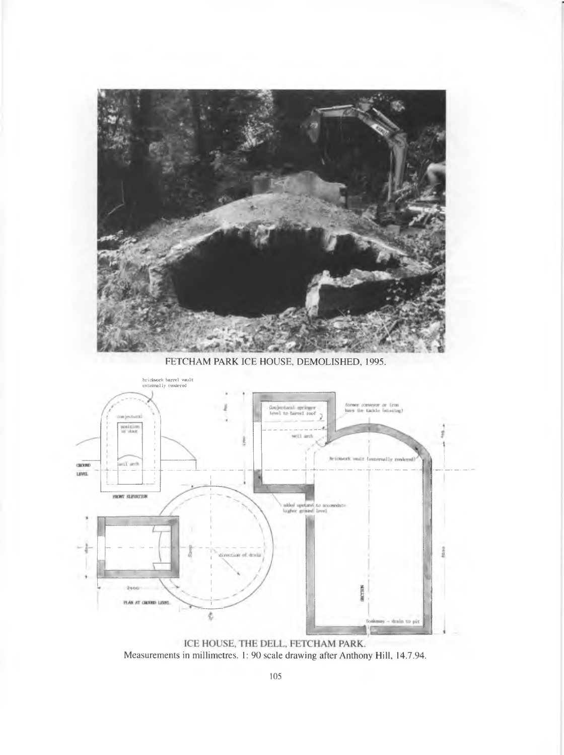FETCHAM PARK ICE HOUSE, DEMOLISHED, 1995.

ICE HOUSE, THE DELL, FETCHAM PARK.
Measurements in millimetres. 1: 90 scale drawing after Anthony Hill, 14.7.94.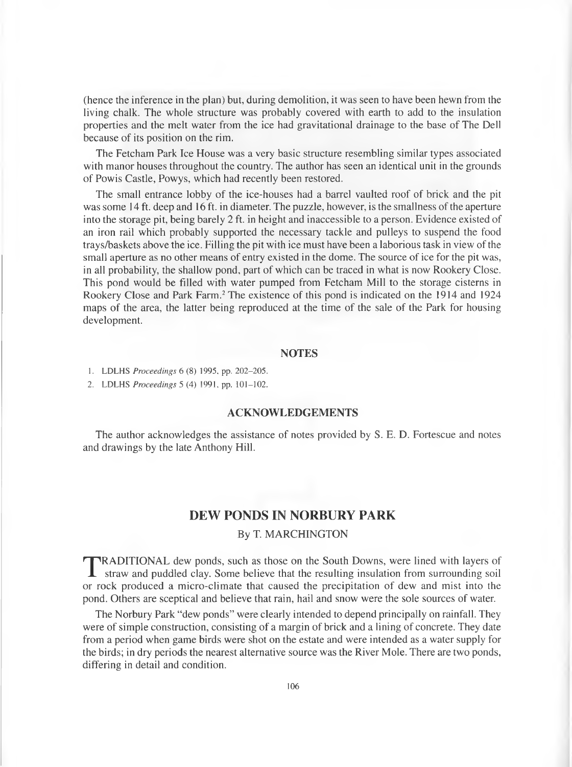(hence the inference in the plan) but, during demolition, it was seen to have been hewn from the living chalk. The whole structure was probably covered with earth to add to the insulation properties and the melt water from the ice had gravitational drainage to the base of The Dell because of its position on the rim.

The Fetcham Park Ice House was a very basic structure resembling similar types associated with manor houses throughout the country. The author has seen an identical unit in the grounds of Powis Castle, Powys, which had recently been restored.

The small entrance lobby of the ice-houses had a barrel vaulted roof of brick and the pit was some 14 ft. deep and 16 ft. in diameter. The puzzle, however, is the smallness of the aperture into the storage pit, being barely 2 ft. in height and inaccessible to a person. Evidence existed of an iron rail which probably supported the necessary tackle and pulleys to suspend the food trays/baskets above the ice. Filling the pit with ice must have been a laborious task in view of the small aperture as no other means of entry existed in the dome. The source of ice for the pit was, in all probability, the shallow pond, part of which can be traced in what is now Rookery Close. This pond would be filled with water pumped from Fetcham Mill to the storage cisterns in Rookery Close and Park Farm.[2] The existence of this pond is indicated on the 1914 and 1924 maps of the area, the latter being reproduced at the time of the sale of the Park for housing development.

## NOTES

1. LDLHS *Proceedings* 6 (8) 1995, pp. 202–205.
2. LDLHS *Proceedings* 5 (4) 1991, pp. 101–102.

## ACKNOWLEDGEMENTS

The author acknowledges the assistance of notes provided by S. E. D. Fortescue and notes and drawings by the late Anthony Hill.

# DEW PONDS IN NORBURY PARK

By T. MARCHINGTON

TRADITIONAL dew ponds, such as those on the South Downs, were lined with layers of straw and puddled clay. Some believe that the resulting insulation from surrounding soil or rock produced a micro-climate that caused the precipitation of dew and mist into the pond. Others are sceptical and believe that rain, hail and snow were the sole sources of water.

The Norbury Park "dew ponds" were clearly intended to depend principally on rainfall. They were of simple construction, consisting of a margin of brick and a lining of concrete. They date from a period when game birds were shot on the estate and were intended as a water supply for the birds; in dry periods the nearest alternative source was the River Mole. There are two ponds, differing in detail and condition.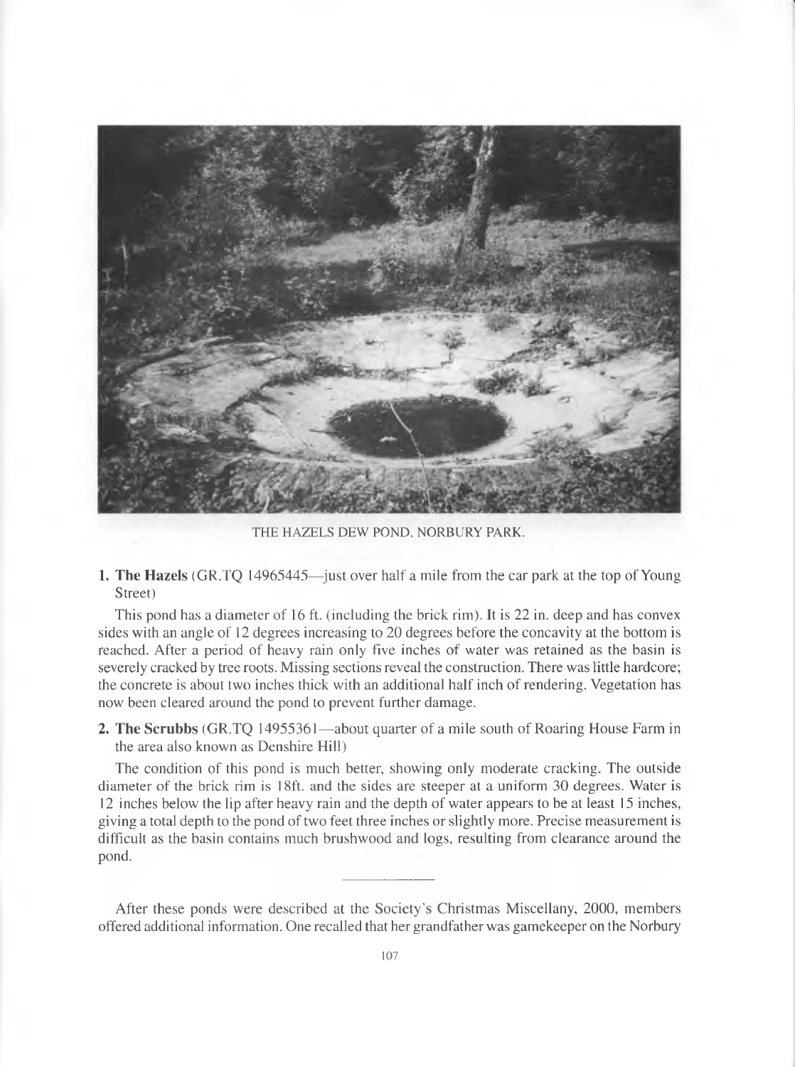THE HAZELS DEW POND, NORBURY PARK.

**1. The Hazels** (GR.TQ 14965445—just over half a mile from the car park at the top of Young Street)

This pond has a diameter of 16 ft. (including the brick rim). It is 22 in. deep and has convex sides with an angle of 12 degrees increasing to 20 degrees before the concavity at the bottom is reached. After a period of heavy rain only five inches of water was retained as the basin is severely cracked by tree roots. Missing sections reveal the construction. There was little hardcore; the concrete is about two inches thick with an additional half inch of rendering. Vegetation has now been cleared around the pond to prevent further damage.

**2. The Scrubbs** (GR.TQ 14955361—about quarter of a mile south of Roaring House Farm in the area also known as Denshire Hill)

The condition of this pond is much better, showing only moderate cracking. The outside diameter of the brick rim is 18ft. and the sides are steeper at a uniform 30 degrees. Water is 12 inches below the lip after heavy rain and the depth of water appears to be at least 15 inches, giving a total depth to the pond of two feet three inches or slightly more. Precise measurement is difficult as the basin contains much brushwood and logs, resulting from clearance around the pond.

---

After these ponds were described at the Society's Christmas Miscellany, 2000, members offered additional information. One recalled that her grandfather was gamekeeper on the Norbury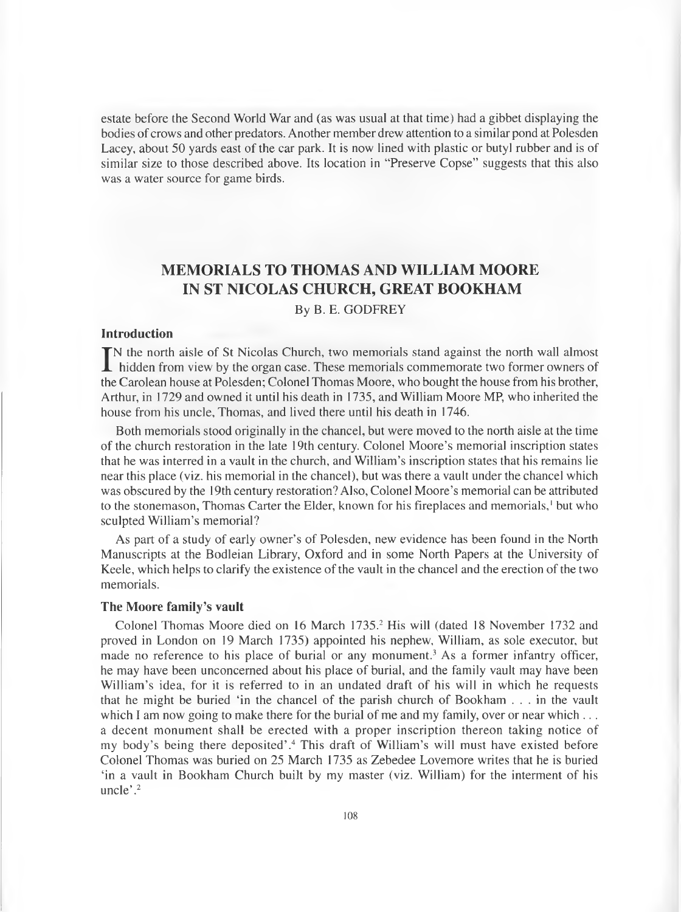estate before the Second World War and (as was usual at that time) had a gibbet displaying the bodies of crows and other predators. Another member drew attention to a similar pond at Polesden Lacey, about 50 yards east of the car park. It is now lined with plastic or butyl rubber and is of similar size to those described above. Its location in "Preserve Copse" suggests that this also was a water source for game birds.

## MEMORIALS TO THOMAS AND WILLIAM MOORE IN ST NICOLAS CHURCH, GREAT BOOKHAM

By B. E. GODFREY

### Introduction

IN the north aisle of St Nicolas Church, two memorials stand against the north wall almost hidden from view by the organ case. These memorials commemorate two former owners of the Carolean house at Polesden; Colonel Thomas Moore, who bought the house from his brother, Arthur, in 1729 and owned it until his death in 1735, and William Moore MP, who inherited the house from his uncle, Thomas, and lived there until his death in 1746.

Both memorials stood originally in the chancel, but were moved to the north aisle at the time of the church restoration in the late 19th century. Colonel Moore's memorial inscription states that he was interred in a vault in the church, and William's inscription states that his remains lie near this place (viz. his memorial in the chancel), but was there a vault under the chancel which was obscured by the 19th century restoration? Also, Colonel Moore's memorial can be attributed to the stonemason, Thomas Carter the Elder, known for his fireplaces and memorials,[1] but who sculpted William's memorial?

As part of a study of early owner's of Polesden, new evidence has been found in the North Manuscripts at the Bodleian Library, Oxford and in some North Papers at the University of Keele, which helps to clarify the existence of the vault in the chancel and the erection of the two memorials.

### The Moore family's vault

Colonel Thomas Moore died on 16 March 1735.[2] His will (dated 18 November 1732 and proved in London on 19 March 1735) appointed his nephew, William, as sole executor, but made no reference to his place of burial or any monument.[3] As a former infantry officer, he may have been unconcerned about his place of burial, and the family vault may have been William's idea, for it is referred to in an undated draft of his will in which he requests that he might be buried 'in the chancel of the parish church of Bookham . . . in the vault which I am now going to make there for the burial of me and my family, over or near which . . . a decent monument shall be erected with a proper inscription thereon taking notice of my body's being there deposited'.[4] This draft of William's will must have existed before Colonel Thomas was buried on 25 March 1735 as Zebedee Lovemore writes that he is buried 'in a vault in Bookham Church built by my master (viz. William) for the interment of his uncle'.[2]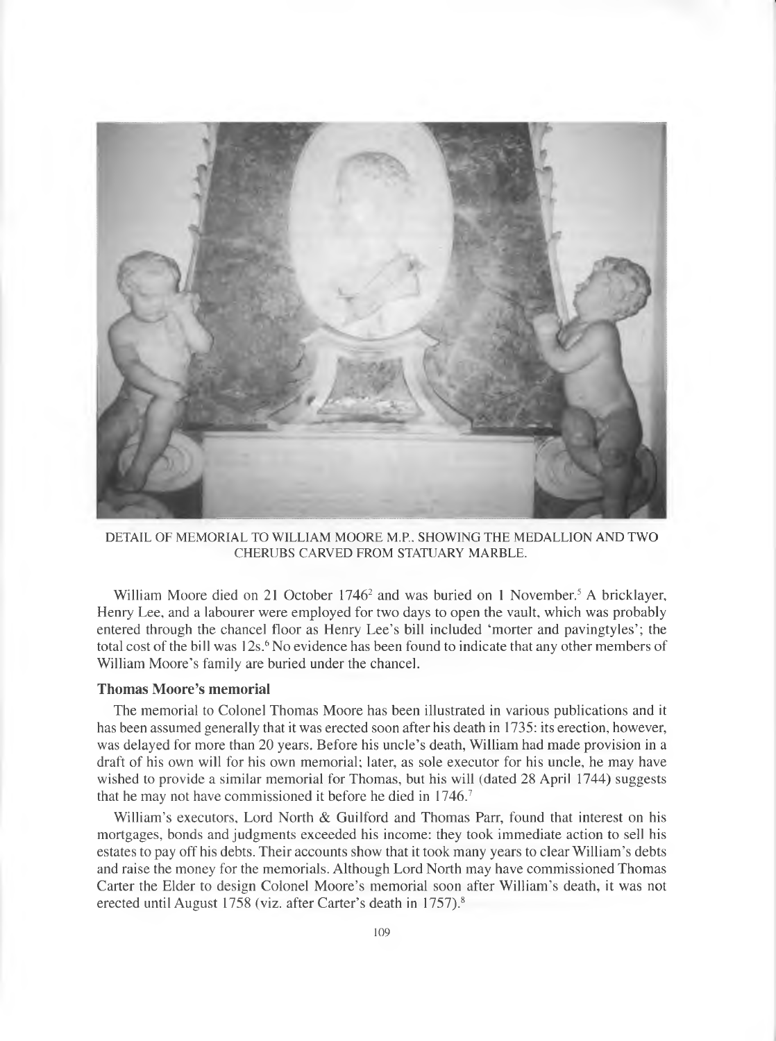DETAIL OF MEMORIAL TO WILLIAM MOORE M.P., SHOWING THE MEDALLION AND TWO CHERUBS CARVED FROM STATUARY MARBLE.

William Moore died on 21 October 1746[2] and was buried on 1 November.[5] A bricklayer, Henry Lee, and a labourer were employed for two days to open the vault, which was probably entered through the chancel floor as Henry Lee's bill included 'morter and pavingtyles'; the total cost of the bill was 12s.[6] No evidence has been found to indicate that any other members of William Moore's family are buried under the chancel.

### Thomas Moore's memorial

The memorial to Colonel Thomas Moore has been illustrated in various publications and it has been assumed generally that it was erected soon after his death in 1735: its erection, however, was delayed for more than 20 years. Before his uncle's death, William had made provision in a draft of his own will for his own memorial; later, as sole executor for his uncle, he may have wished to provide a similar memorial for Thomas, but his will (dated 28 April 1744) suggests that he may not have commissioned it before he died in 1746.[7]

William's executors, Lord North & Guilford and Thomas Parr, found that interest on his mortgages, bonds and judgments exceeded his income: they took immediate action to sell his estates to pay off his debts. Their accounts show that it took many years to clear William's debts and raise the money for the memorials. Although Lord North may have commissioned Thomas Carter the Elder to design Colonel Moore's memorial soon after William's death, it was not erected until August 1758 (viz. after Carter's death in 1757).[8]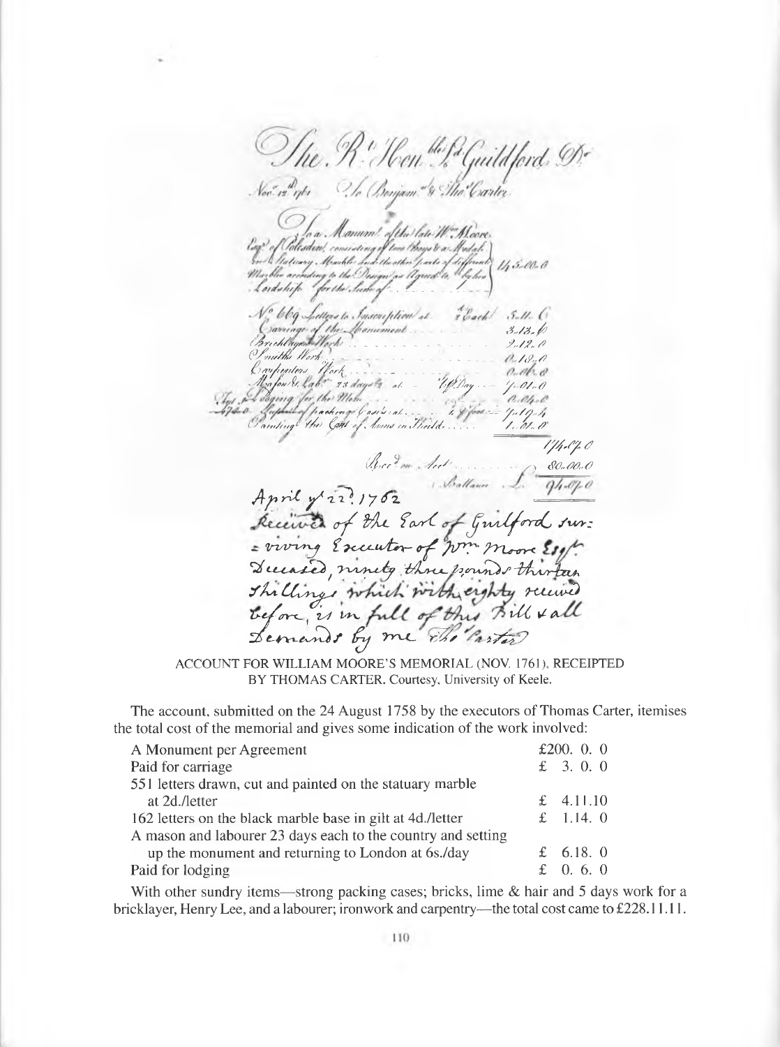ACCOUNT FOR WILLIAM MOORE'S MEMORIAL (NOV. 1761), RECEIPTED BY THOMAS CARTER. Courtesy, University of Keele.

The account, submitted on the 24 August 1758 by the executors of Thomas Carter, itemises the total cost of the memorial and gives some indication of the work involved:

| | |
|---|---|
| A Monument per Agreement | £200. 0. 0 |
| Paid for carriage | £ 3. 0. 0 |
| 551 letters drawn, cut and painted on the statuary marble at 2d./letter | £ 4.11.10 |
| 162 letters on the black marble base in gilt at 4d./letter | £ 1.14. 0 |
| A mason and labourer 23 days each to the country and setting up the monument and returning to London at 6s./day | £ 6.18. 0 |
| Paid for lodging | £ 0. 6. 0 |

With other sundry items—strong packing cases; bricks, lime & hair and 5 days work for a bricklayer, Henry Lee, and a labourer; ironwork and carpentry—the total cost came to £228.11.11.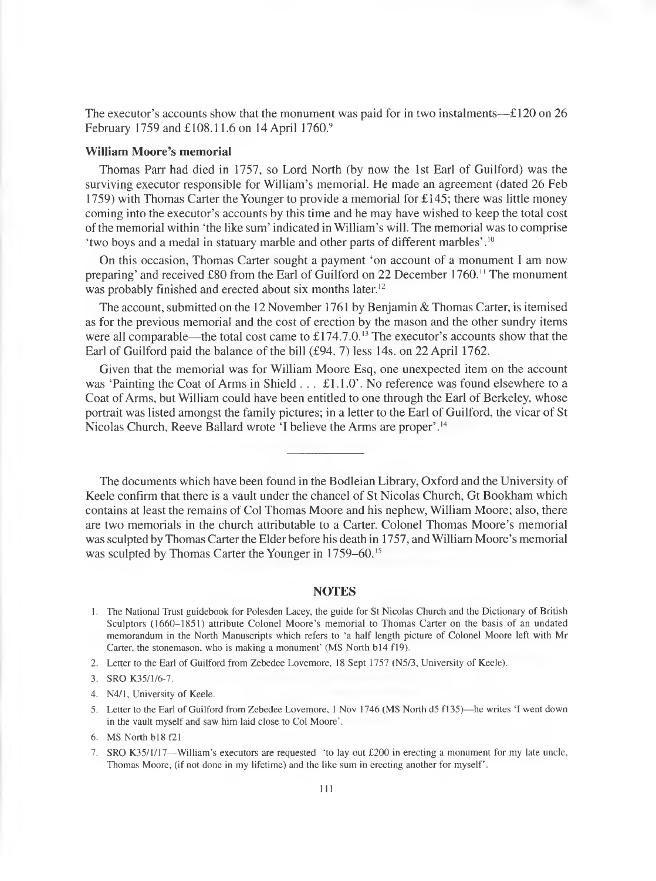The executor's accounts show that the monument was paid for in two instalments—£120 on 26 February 1759 and £108.11.6 on 14 April 1760.[9]

### William Moore's memorial

Thomas Parr had died in 1757, so Lord North (by now the 1st Earl of Guilford) was the surviving executor responsible for William's memorial. He made an agreement (dated 26 Feb 1759) with Thomas Carter the Younger to provide a memorial for £145; there was little money coming into the executor's accounts by this time and he may have wished to keep the total cost of the memorial within 'the like sum' indicated in William's will. The memorial was to comprise 'two boys and a medal in statuary marble and other parts of different marbles'.[10]

On this occasion, Thomas Carter sought a payment 'on account of a monument I am now preparing' and received £80 from the Earl of Guilford on 22 December 1760.[11] The monument was probably finished and erected about six months later.[12]

The account, submitted on the 12 November 1761 by Benjamin & Thomas Carter, is itemised as for the previous memorial and the cost of erection by the mason and the other sundry items were all comparable—the total cost came to £174.7.0.[13] The executor's accounts show that the Earl of Guilford paid the balance of the bill (£94. 7) less 14s. on 22 April 1762.

Given that the memorial was for William Moore Esq, one unexpected item on the account was 'Painting the Coat of Arms in Shield . . . £1.1.0'. No reference was found elsewhere to a Coat of Arms, but William could have been entitled to one through the Earl of Berkeley, whose portrait was listed amongst the family pictures; in a letter to the Earl of Guilford, the vicar of St Nicolas Church, Reeve Ballard wrote 'I believe the Arms are proper'.[14]

---

The documents which have been found in the Bodleian Library, Oxford and the University of Keele confirm that there is a vault under the chancel of St Nicolas Church, Gt Bookham which contains at least the remains of Col Thomas Moore and his nephew, William Moore; also, there are two memorials in the church attributable to a Carter. Colonel Thomas Moore's memorial was sculpted by Thomas Carter the Elder before his death in 1757, and William Moore's memorial was sculpted by Thomas Carter the Younger in 1759–60.[15]

## NOTES

1. The National Trust guidebook for Polesden Lacey, the guide for St Nicolas Church and the Dictionary of British Sculptors (1660–1851) attribute Colonel Moore's memorial to Thomas Carter on the basis of an undated memorandum in the North Manuscripts which refers to 'a half length picture of Colonel Moore left with Mr Carter, the stonemason, who is making a monument' (MS North b14 f19).
2. Letter to the Earl of Guilford from Zebedee Lovemore, 18 Sept 1757 (N5/3, University of Keele).
3. SRO K35/1/6-7.
4. N4/1, University of Keele.
5. Letter to the Earl of Guilford from Zebedee Lovemore, 1 Nov 1746 (MS North d5 f135)—he writes 'I went down in the vault myself and saw him laid close to Col Moore'.
6. MS North b18 f21
7. SRO K35/1/17—William's executors are requested 'to lay out £200 in erecting a monument for my late uncle, Thomas Moore, (if not done in my lifetime) and the like sum in erecting another for myself'.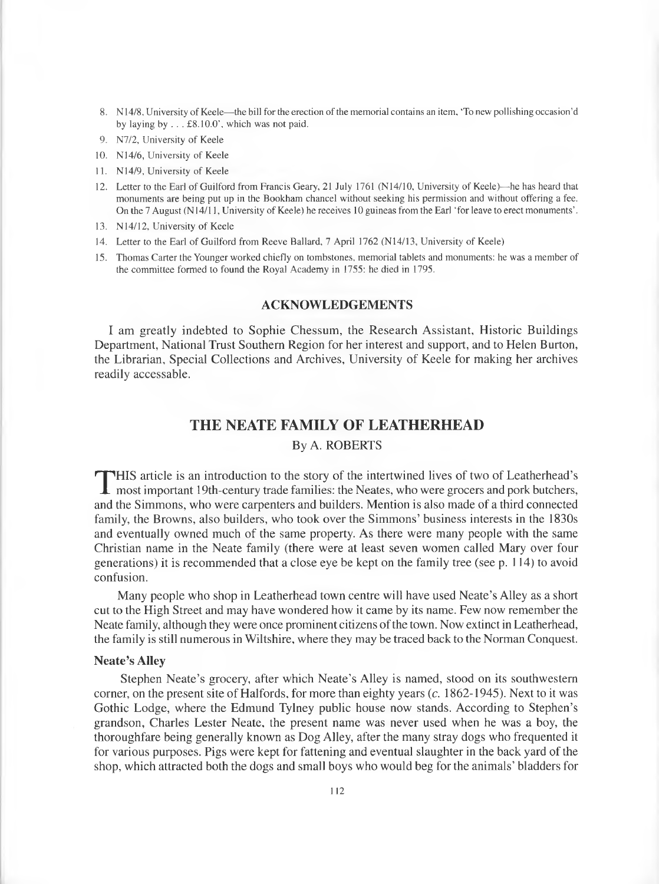8. N14/8, University of Keele—the bill for the erection of the memorial contains an item, 'To new pollishing occasion'd by laying by . . . £8.10.0', which was not paid.
9. N7/2, University of Keele
10. N14/6, University of Keele
11. N14/9, University of Keele
12. Letter to the Earl of Guilford from Francis Geary, 21 July 1761 (N14/10, University of Keele)—he has heard that monuments are being put up in the Bookham chancel without seeking his permission and without offering a fee. On the 7 August (N14/11, University of Keele) he receives 10 guineas from the Earl 'for leave to erect monuments'.
13. N14/12, University of Keele
14. Letter to the Earl of Guilford from Reeve Ballard, 7 April 1762 (N14/13, University of Keele)
15. Thomas Carter the Younger worked chiefly on tombstones, memorial tablets and monuments: he was a member of the committee formed to found the Royal Academy in 1755: he died in 1795.

## ACKNOWLEDGEMENTS

I am greatly indebted to Sophie Chessum, the Research Assistant, Historic Buildings Department, National Trust Southern Region for her interest and support, and to Helen Burton, the Librarian, Special Collections and Archives, University of Keele for making her archives readily accessable.

# THE NEATE FAMILY OF LEATHERHEAD

By A. ROBERTS

THIS article is an introduction to the story of the intertwined lives of two of Leatherhead's most important 19th-century trade families: the Neates, who were grocers and pork butchers, and the Simmons, who were carpenters and builders. Mention is also made of a third connected family, the Browns, also builders, who took over the Simmons' business interests in the 1830s and eventually owned much of the same property. As there were many people with the same Christian name in the Neate family (there were at least seven women called Mary over four generations) it is recommended that a close eye be kept on the family tree (see p. 114) to avoid confusion.

Many people who shop in Leatherhead town centre will have used Neate's Alley as a short cut to the High Street and may have wondered how it came by its name. Few now remember the Neate family, although they were once prominent citizens of the town. Now extinct in Leatherhead, the family is still numerous in Wiltshire, where they may be traced back to the Norman Conquest.

### Neate's Alley

Stephen Neate's grocery, after which Neate's Alley is named, stood on its southwestern corner, on the present site of Halfords, for more than eighty years (*c.* 1862-1945). Next to it was Gothic Lodge, where the Edmund Tylney public house now stands. According to Stephen's grandson, Charles Lester Neate, the present name was never used when he was a boy, the thoroughfare being generally known as Dog Alley, after the many stray dogs who frequented it for various purposes. Pigs were kept for fattening and eventual slaughter in the back yard of the shop, which attracted both the dogs and small boys who would beg for the animals' bladders for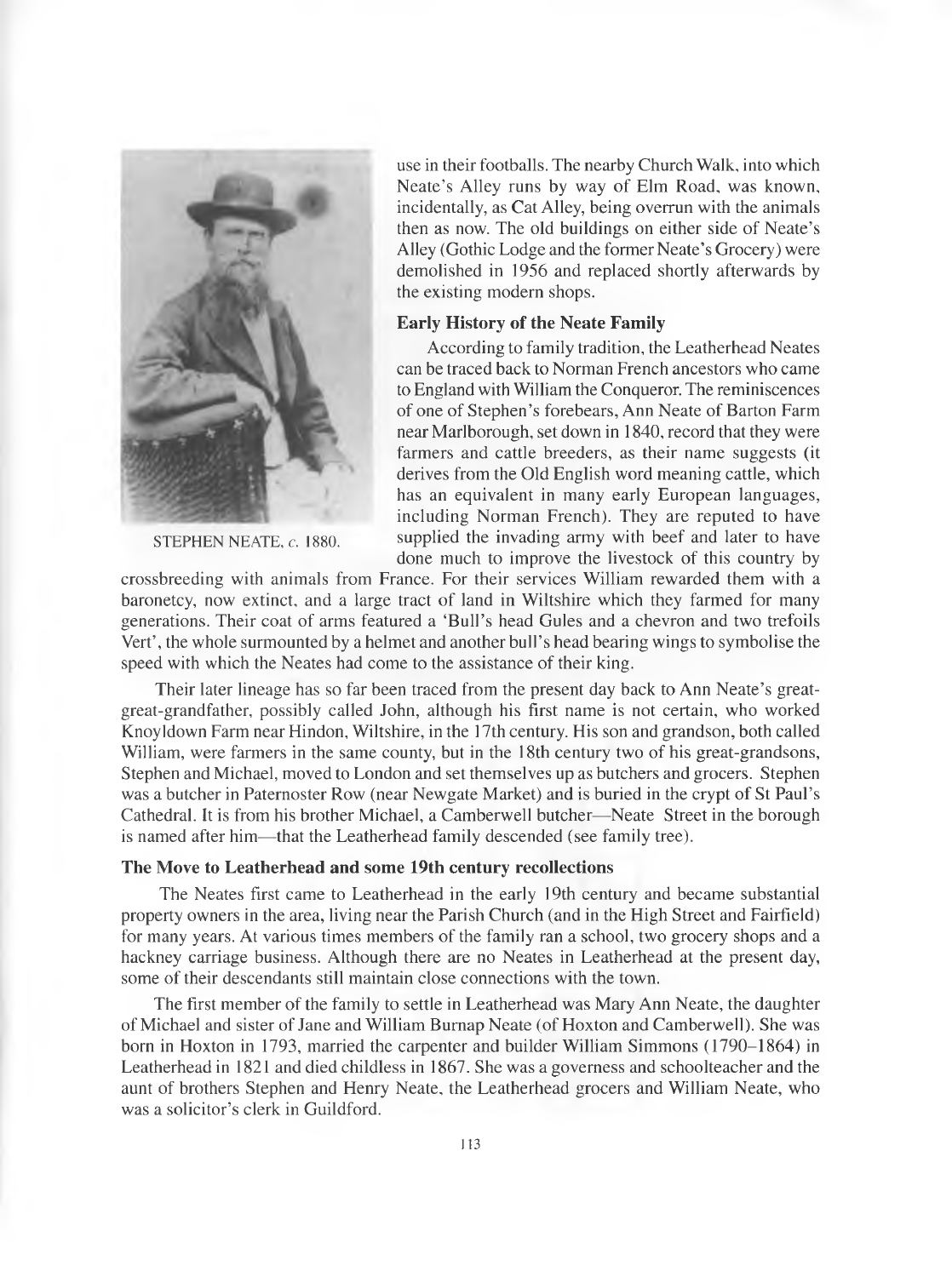STEPHEN NEATE, *c.* 1880.

use in their footballs. The nearby Church Walk, into which Neate's Alley runs by way of Elm Road, was known, incidentally, as Cat Alley, being overrun with the animals then as now. The old buildings on either side of Neate's Alley (Gothic Lodge and the former Neate's Grocery) were demolished in 1956 and replaced shortly afterwards by the existing modern shops.

### Early History of the Neate Family

According to family tradition, the Leatherhead Neates can be traced back to Norman French ancestors who came to England with William the Conqueror. The reminiscences of one of Stephen's forebears, Ann Neate of Barton Farm near Marlborough, set down in 1840, record that they were farmers and cattle breeders, as their name suggests (it derives from the Old English word meaning cattle, which has an equivalent in many early European languages, including Norman French). They are reputed to have supplied the invading army with beef and later to have done much to improve the livestock of this country by crossbreeding with animals from France. For their services William rewarded them with a baronetcy, now extinct, and a large tract of land in Wiltshire which they farmed for many generations. Their coat of arms featured a 'Bull's head Gules and a chevron and two trefoils Vert', the whole surmounted by a helmet and another bull's head bearing wings to symbolise the speed with which the Neates had come to the assistance of their king.

Their later lineage has so far been traced from the present day back to Ann Neate's great-great-grandfather, possibly called John, although his first name is not certain, who worked Knoyldown Farm near Hindon, Wiltshire, in the 17th century. His son and grandson, both called William, were farmers in the same county, but in the 18th century two of his great-grandsons, Stephen and Michael, moved to London and set themselves up as butchers and grocers. Stephen was a butcher in Paternoster Row (near Newgate Market) and is buried in the crypt of St Paul's Cathedral. It is from his brother Michael, a Camberwell butcher—Neate Street in the borough is named after him—that the Leatherhead family descended (see family tree).

### The Move to Leatherhead and some 19th century recollections

The Neates first came to Leatherhead in the early 19th century and became substantial property owners in the area, living near the Parish Church (and in the High Street and Fairfield) for many years. At various times members of the family ran a school, two grocery shops and a hackney carriage business. Although there are no Neates in Leatherhead at the present day, some of their descendants still maintain close connections with the town.

The first member of the family to settle in Leatherhead was Mary Ann Neate, the daughter of Michael and sister of Jane and William Burnap Neate (of Hoxton and Camberwell). She was born in Hoxton in 1793, married the carpenter and builder William Simmons (1790–1864) in Leatherhead in 1821 and died childless in 1867. She was a governess and schoolteacher and the aunt of brothers Stephen and Henry Neate, the Leatherhead grocers and William Neate, who was a solicitor's clerk in Guildford.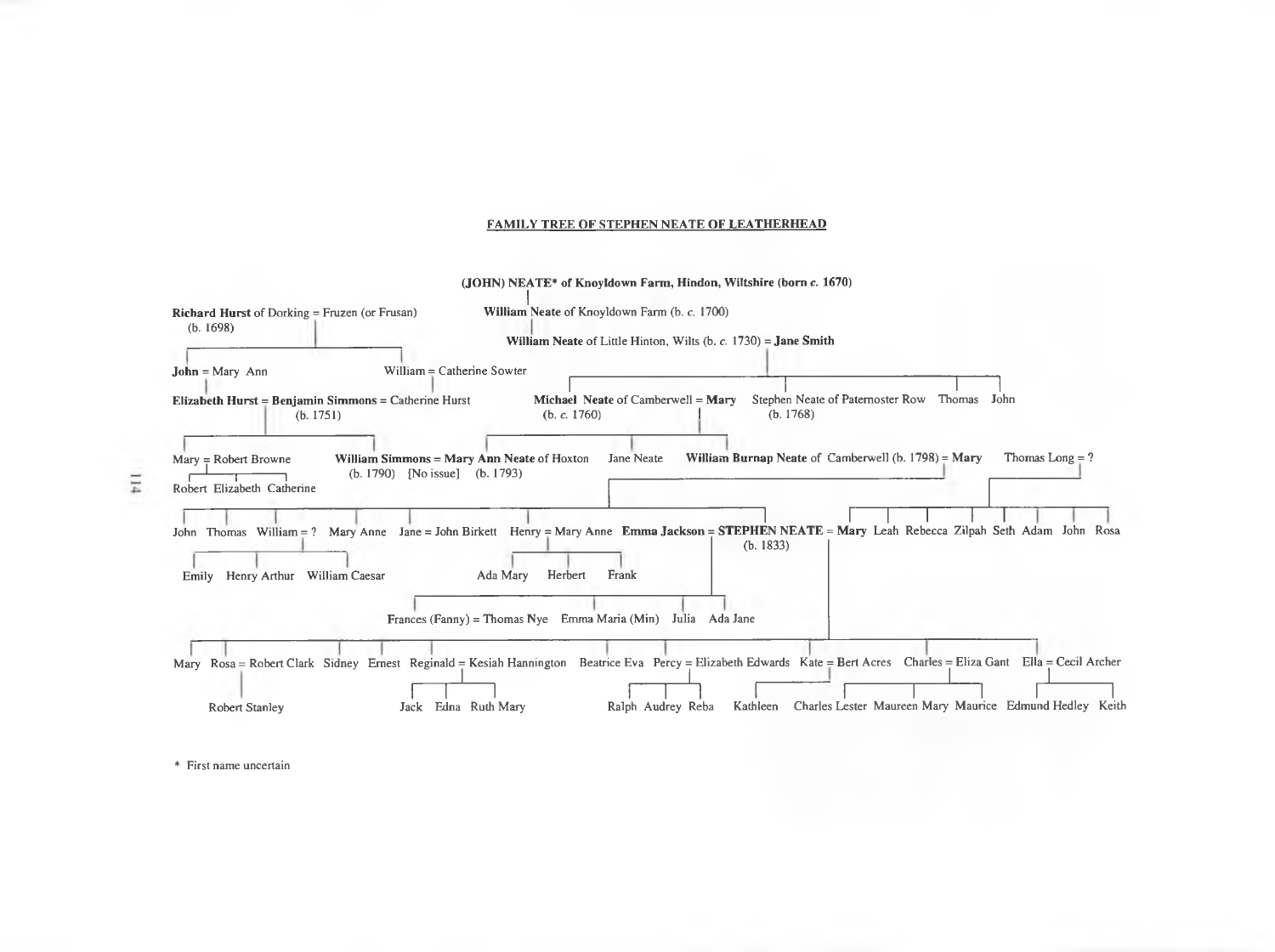## FAMILY TREE OF STEPHEN NEATE OF LEATHERHEAD

**(JOHN) NEATE*** **of Knoyldown Farm, Hindon, Wiltshire (born** ***c.*** **1670)**

**William Neate** of Knoyldown Farm (b. *c.* 1700)

**William Neate** of Little Hinton, Wilts (b. *c.* 1730) = **Jane Smith**

**Richard Hurst** of Dorking = Fruzen (or Frusan) (b. 1698)

John = Mary Ann

William = Catherine Sowter

**Elizabeth Hurst** = **Benjamin Simmons** = Catherine Hurst (b. 1751)

**Michael Neate** of Camberwell = **Mary** (b. *c.* 1760)

Stephen Neate of Paternoster Row (b. 1768)

Thomas

John

Mary = Robert Browne

Robert Elizabeth Catherine

**William Simmons** = **Mary Ann Neate** of Hoxton (b. 1790) [No issue] (b. 1793)

Jane Neate

**William Burnap Neate** of Camberwell (b. 1798) = **Mary**

Thomas Long = ?

John Thomas William = ? Mary Anne Jane = John Birkett Henry = Mary Anne **Emma Jackson** = **STEPHEN NEATE** = **Mary** (b. 1833)

Leah Rebecca Zilpah Seth Adam John Rosa

Emily Henry Arthur William Caesar

Ada Mary Herbert Frank

Frances (Fanny) = Thomas Nye Emma Maria (Min) Julia Ada Jane

Mary Rosa = Robert Clark Sidney Ernest Reginald = Kesiah Hannington Beatrice Eva Percy = Elizabeth Edwards Kate = Bert Acres Charles = Eliza Gant Ella = Cecil Archer

Robert Stanley

Jack Edna Ruth Mary

Ralph Audrey Reba

Kathleen

Charles Lester Maureen Mary Maurice

Edmund Hedley Keith

\* First name uncertain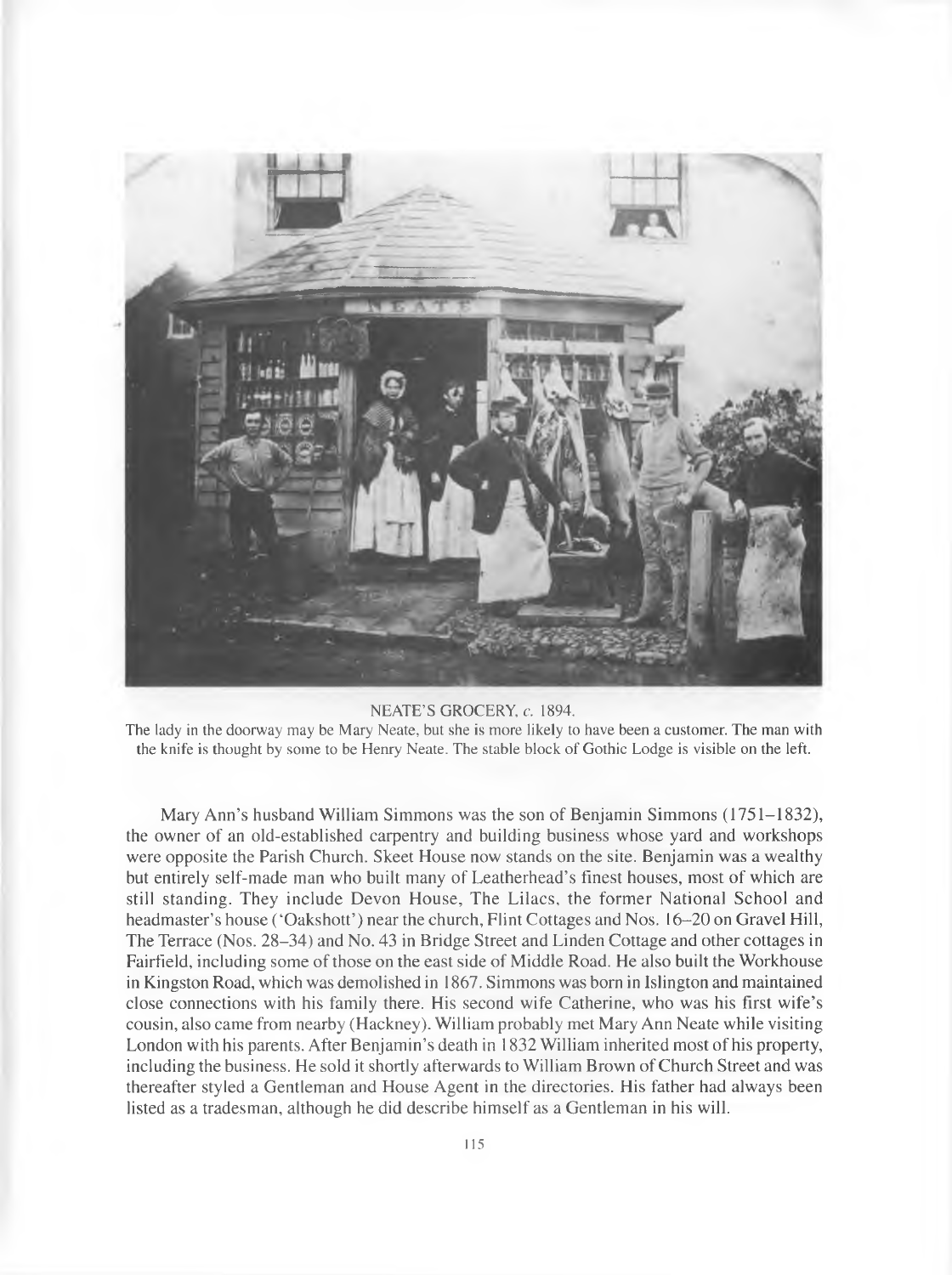NEATE'S GROCERY, *c.* 1894.

The lady in the doorway may be Mary Neate, but she is more likely to have been a customer. The man with the knife is thought by some to be Henry Neate. The stable block of Gothic Lodge is visible on the left.

Mary Ann's husband William Simmons was the son of Benjamin Simmons (1751–1832), the owner of an old-established carpentry and building business whose yard and workshops were opposite the Parish Church. Skeet House now stands on the site. Benjamin was a wealthy but entirely self-made man who built many of Leatherhead's finest houses, most of which are still standing. They include Devon House, The Lilacs, the former National School and headmaster's house ('Oakshott') near the church, Flint Cottages and Nos. 16–20 on Gravel Hill, The Terrace (Nos. 28–34) and No. 43 in Bridge Street and Linden Cottage and other cottages in Fairfield, including some of those on the east side of Middle Road. He also built the Workhouse in Kingston Road, which was demolished in 1867. Simmons was born in Islington and maintained close connections with his family there. His second wife Catherine, who was his first wife's cousin, also came from nearby (Hackney). William probably met Mary Ann Neate while visiting London with his parents. After Benjamin's death in 1832 William inherited most of his property, including the business. He sold it shortly afterwards to William Brown of Church Street and was thereafter styled a Gentleman and House Agent in the directories. His father had always been listed as a tradesman, although he did describe himself as a Gentleman in his will.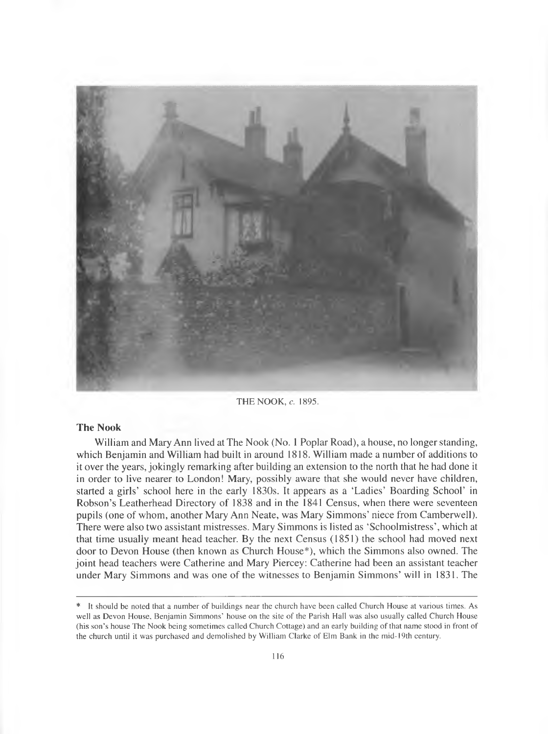THE NOOK, *c.* 1895.

### The Nook

William and Mary Ann lived at The Nook (No. 1 Poplar Road), a house, no longer standing, which Benjamin and William had built in around 1818. William made a number of additions to it over the years, jokingly remarking after building an extension to the north that he had done it in order to live nearer to London! Mary, possibly aware that she would never have children, started a girls' school here in the early 1830s. It appears as a 'Ladies' Boarding School' in Robson's Leatherhead Directory of 1838 and in the 1841 Census, when there were seventeen pupils (one of whom, another Mary Ann Neate, was Mary Simmons' niece from Camberwell). There were also two assistant mistresses. Mary Simmons is listed as 'Schoolmistress', which at that time usually meant head teacher. By the next Census (1851) the school had moved next door to Devon House (then known as Church House*), which the Simmons also owned. The joint head teachers were Catherine and Mary Piercey: Catherine had been an assistant teacher under Mary Simmons and was one of the witnesses to Benjamin Simmons' will in 1831. The

---

* It should be noted that a number of buildings near the church have been called Church House at various times. As well as Devon House, Benjamin Simmons' house on the site of the Parish Hall was also usually called Church House (his son's house The Nook being sometimes called Church Cottage) and an early building of that name stood in front of the church until it was purchased and demolished by William Clarke of Elm Bank in the mid-19th century.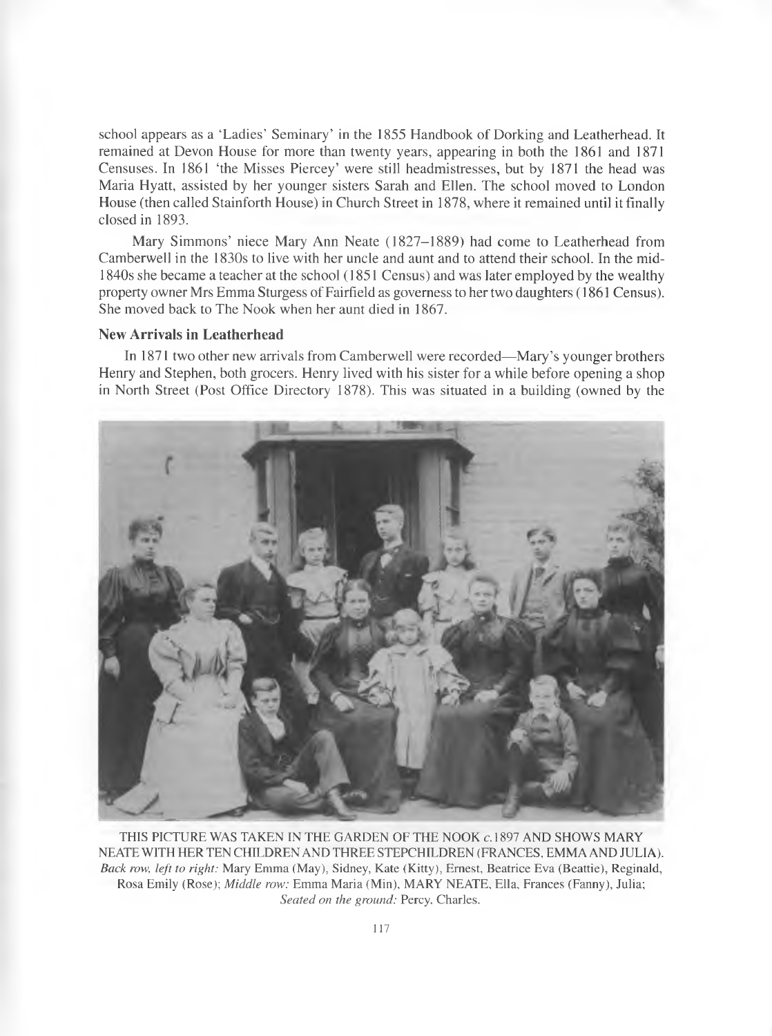school appears as a 'Ladies' Seminary' in the 1855 Handbook of Dorking and Leatherhead. It remained at Devon House for more than twenty years, appearing in both the 1861 and 1871 Censuses. In 1861 'the Misses Piercey' were still headmistresses, but by 1871 the head was Maria Hyatt, assisted by her younger sisters Sarah and Ellen. The school moved to London House (then called Stainforth House) in Church Street in 1878, where it remained until it finally closed in 1893.

Mary Simmons' niece Mary Ann Neate (1827–1889) had come to Leatherhead from Camberwell in the 1830s to live with her uncle and aunt and to attend their school. In the mid-1840s she became a teacher at the school (1851 Census) and was later employed by the wealthy property owner Mrs Emma Sturgess of Fairfield as governess to her two daughters (1861 Census). She moved back to The Nook when her aunt died in 1867.

### New Arrivals in Leatherhead

In 1871 two other new arrivals from Camberwell were recorded—Mary's younger brothers Henry and Stephen, both grocers. Henry lived with his sister for a while before opening a shop in North Street (Post Office Directory 1878). This was situated in a building (owned by the

THIS PICTURE WAS TAKEN IN THE GARDEN OF THE NOOK *c.*1897 AND SHOWS MARY NEATE WITH HER TEN CHILDREN AND THREE STEPCHILDREN (FRANCES, EMMA AND JULIA). *Back row, left to right:* Mary Emma (May), Sidney, Kate (Kitty), Ernest, Beatrice Eva (Beattie), Reginald, Rosa Emily (Rose); *Middle row:* Emma Maria (Min), MARY NEATE, Ella, Frances (Fanny), Julia; *Seated on the ground:* Percy, Charles.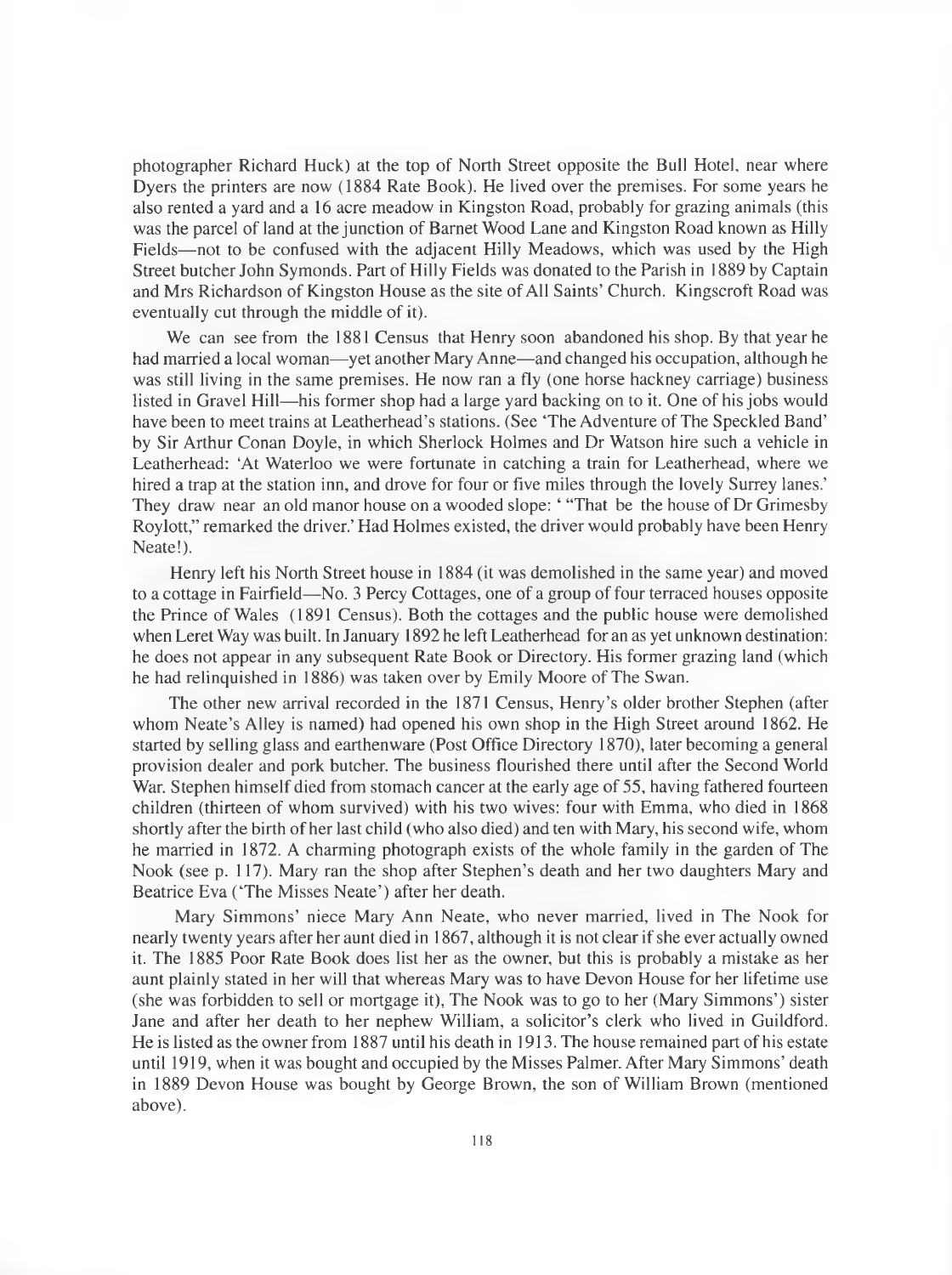photographer Richard Huck) at the top of North Street opposite the Bull Hotel, near where Dyers the printers are now (1884 Rate Book). He lived over the premises. For some years he also rented a yard and a 16 acre meadow in Kingston Road, probably for grazing animals (this was the parcel of land at the junction of Barnet Wood Lane and Kingston Road known as Hilly Fields—not to be confused with the adjacent Hilly Meadows, which was used by the High Street butcher John Symonds. Part of Hilly Fields was donated to the Parish in 1889 by Captain and Mrs Richardson of Kingston House as the site of All Saints' Church. Kingscroft Road was eventually cut through the middle of it).

We can see from the 1881 Census that Henry soon abandoned his shop. By that year he had married a local woman—yet another Mary Anne—and changed his occupation, although he was still living in the same premises. He now ran a fly (one horse hackney carriage) business listed in Gravel Hill—his former shop had a large yard backing on to it. One of his jobs would have been to meet trains at Leatherhead's stations. (See 'The Adventure of The Speckled Band' by Sir Arthur Conan Doyle, in which Sherlock Holmes and Dr Watson hire such a vehicle in Leatherhead: 'At Waterloo we were fortunate in catching a train for Leatherhead, where we hired a trap at the station inn, and drove for four or five miles through the lovely Surrey lanes.' They draw near an old manor house on a wooded slope: ' "That be the house of Dr Grimesby Roylott," remarked the driver.' Had Holmes existed, the driver would probably have been Henry Neate!).

Henry left his North Street house in 1884 (it was demolished in the same year) and moved to a cottage in Fairfield—No. 3 Percy Cottages, one of a group of four terraced houses opposite the Prince of Wales (1891 Census). Both the cottages and the public house were demolished when Leret Way was built. In January 1892 he left Leatherhead for an as yet unknown destination: he does not appear in any subsequent Rate Book or Directory. His former grazing land (which he had relinquished in 1886) was taken over by Emily Moore of The Swan.

The other new arrival recorded in the 1871 Census, Henry's older brother Stephen (after whom Neate's Alley is named) had opened his own shop in the High Street around 1862. He started by selling glass and earthenware (Post Office Directory 1870), later becoming a general provision dealer and pork butcher. The business flourished there until after the Second World War. Stephen himself died from stomach cancer at the early age of 55, having fathered fourteen children (thirteen of whom survived) with his two wives: four with Emma, who died in 1868 shortly after the birth of her last child (who also died) and ten with Mary, his second wife, whom he married in 1872. A charming photograph exists of the whole family in the garden of The Nook (see p. 117). Mary ran the shop after Stephen's death and her two daughters Mary and Beatrice Eva ('The Misses Neate') after her death.

Mary Simmons' niece Mary Ann Neate, who never married, lived in The Nook for nearly twenty years after her aunt died in 1867, although it is not clear if she ever actually owned it. The 1885 Poor Rate Book does list her as the owner, but this is probably a mistake as her aunt plainly stated in her will that whereas Mary was to have Devon House for her lifetime use (she was forbidden to sell or mortgage it), The Nook was to go to her (Mary Simmons') sister Jane and after her death to her nephew William, a solicitor's clerk who lived in Guildford. He is listed as the owner from 1887 until his death in 1913. The house remained part of his estate until 1919, when it was bought and occupied by the Misses Palmer. After Mary Simmons' death in 1889 Devon House was bought by George Brown, the son of William Brown (mentioned above).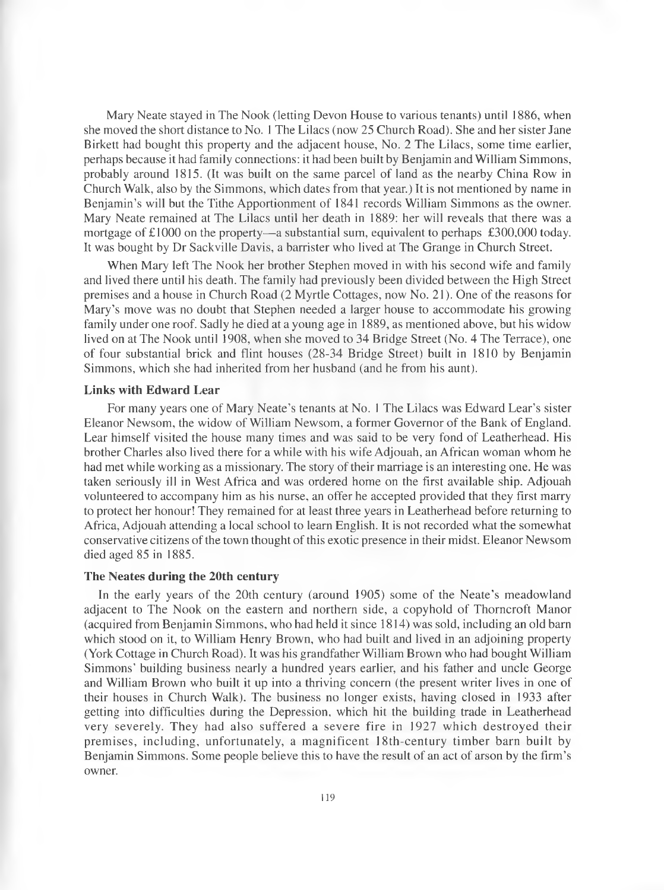Mary Neate stayed in The Nook (letting Devon House to various tenants) until 1886, when she moved the short distance to No. 1 The Lilacs (now 25 Church Road). She and her sister Jane Birkett had bought this property and the adjacent house, No. 2 The Lilacs, some time earlier, perhaps because it had family connections: it had been built by Benjamin and William Simmons, probably around 1815. (It was built on the same parcel of land as the nearby China Row in Church Walk, also by the Simmons, which dates from that year.) It is not mentioned by name in Benjamin's will but the Tithe Apportionment of 1841 records William Simmons as the owner. Mary Neate remained at The Lilacs until her death in 1889: her will reveals that there was a mortgage of £1000 on the property—a substantial sum, equivalent to perhaps £300,000 today. It was bought by Dr Sackville Davis, a barrister who lived at The Grange in Church Street.

When Mary left The Nook her brother Stephen moved in with his second wife and family and lived there until his death. The family had previously been divided between the High Street premises and a house in Church Road (2 Myrtle Cottages, now No. 21). One of the reasons for Mary's move was no doubt that Stephen needed a larger house to accommodate his growing family under one roof. Sadly he died at a young age in 1889, as mentioned above, but his widow lived on at The Nook until 1908, when she moved to 34 Bridge Street (No. 4 The Terrace), one of four substantial brick and flint houses (28-34 Bridge Street) built in 1810 by Benjamin Simmons, which she had inherited from her husband (and he from his aunt).

### Links with Edward Lear

For many years one of Mary Neate's tenants at No. 1 The Lilacs was Edward Lear's sister Eleanor Newsom, the widow of William Newsom, a former Governor of the Bank of England. Lear himself visited the house many times and was said to be very fond of Leatherhead. His brother Charles also lived there for a while with his wife Adjouah, an African woman whom he had met while working as a missionary. The story of their marriage is an interesting one. He was taken seriously ill in West Africa and was ordered home on the first available ship. Adjouah volunteered to accompany him as his nurse, an offer he accepted provided that they first marry to protect her honour! They remained for at least three years in Leatherhead before returning to Africa, Adjouah attending a local school to learn English. It is not recorded what the somewhat conservative citizens of the town thought of this exotic presence in their midst. Eleanor Newsom died aged 85 in 1885.

### The Neates during the 20th century

In the early years of the 20th century (around 1905) some of the Neate's meadowland adjacent to The Nook on the eastern and northern side, a copyhold of Thorncroft Manor (acquired from Benjamin Simmons, who had held it since 1814) was sold, including an old barn which stood on it, to William Henry Brown, who had built and lived in an adjoining property (York Cottage in Church Road). It was his grandfather William Brown who had bought William Simmons' building business nearly a hundred years earlier, and his father and uncle George and William Brown who built it up into a thriving concern (the present writer lives in one of their houses in Church Walk). The business no longer exists, having closed in 1933 after getting into difficulties during the Depression, which hit the building trade in Leatherhead very severely. They had also suffered a severe fire in 1927 which destroyed their premises, including, unfortunately, a magnificent 18th-century timber barn built by Benjamin Simmons. Some people believe this to have the result of an act of arson by the firm's owner.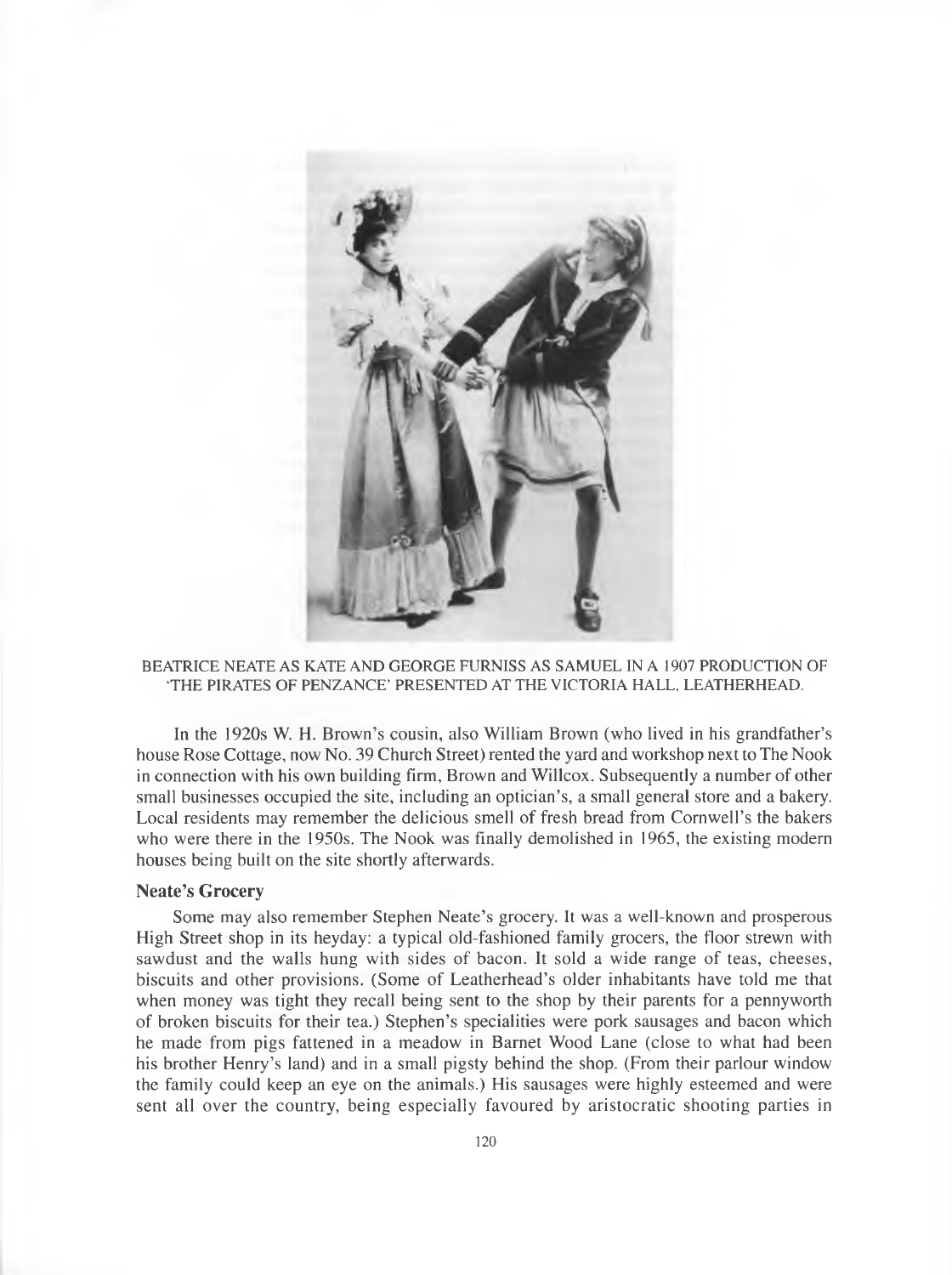BEATRICE NEATE AS KATE AND GEORGE FURNISS AS SAMUEL IN A 1907 PRODUCTION OF 'THE PIRATES OF PENZANCE' PRESENTED AT THE VICTORIA HALL, LEATHERHEAD.

In the 1920s W. H. Brown's cousin, also William Brown (who lived in his grandfather's house Rose Cottage, now No. 39 Church Street) rented the yard and workshop next to The Nook in connection with his own building firm, Brown and Willcox. Subsequently a number of other small businesses occupied the site, including an optician's, a small general store and a bakery. Local residents may remember the delicious smell of fresh bread from Cornwell's the bakers who were there in the 1950s. The Nook was finally demolished in 1965, the existing modern houses being built on the site shortly afterwards.

### Neate's Grocery

Some may also remember Stephen Neate's grocery. It was a well-known and prosperous High Street shop in its heyday: a typical old-fashioned family grocers, the floor strewn with sawdust and the walls hung with sides of bacon. It sold a wide range of teas, cheeses, biscuits and other provisions. (Some of Leatherhead's older inhabitants have told me that when money was tight they recall being sent to the shop by their parents for a pennyworth of broken biscuits for their tea.) Stephen's specialities were pork sausages and bacon which he made from pigs fattened in a meadow in Barnet Wood Lane (close to what had been his brother Henry's land) and in a small pigsty behind the shop. (From their parlour window the family could keep an eye on the animals.) His sausages were highly esteemed and were sent all over the country, being especially favoured by aristocratic shooting parties in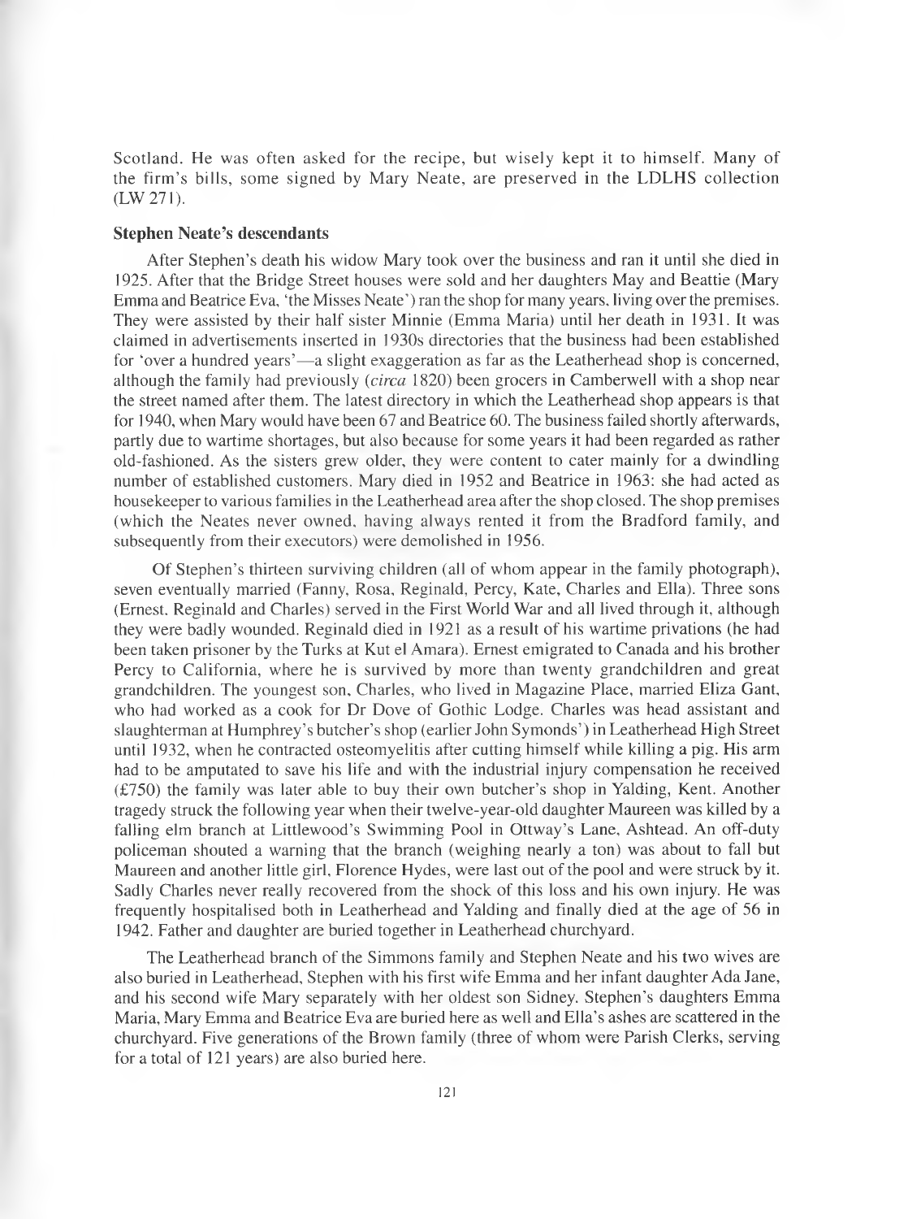Scotland. He was often asked for the recipe, but wisely kept it to himself. Many of the firm's bills, some signed by Mary Neate, are preserved in the LDLHS collection (LW 271).

### Stephen Neate's descendants

After Stephen's death his widow Mary took over the business and ran it until she died in 1925. After that the Bridge Street houses were sold and her daughters May and Beattie (Mary Emma and Beatrice Eva, 'the Misses Neate') ran the shop for many years, living over the premises. They were assisted by their half sister Minnie (Emma Maria) until her death in 1931. It was claimed in advertisements inserted in 1930s directories that the business had been established for 'over a hundred years'—a slight exaggeration as far as the Leatherhead shop is concerned, although the family had previously (*circa* 1820) been grocers in Camberwell with a shop near the street named after them. The latest directory in which the Leatherhead shop appears is that for 1940, when Mary would have been 67 and Beatrice 60. The business failed shortly afterwards, partly due to wartime shortages, but also because for some years it had been regarded as rather old-fashioned. As the sisters grew older, they were content to cater mainly for a dwindling number of established customers. Mary died in 1952 and Beatrice in 1963: she had acted as housekeeper to various families in the Leatherhead area after the shop closed. The shop premises (which the Neates never owned, having always rented it from the Bradford family, and subsequently from their executors) were demolished in 1956.

Of Stephen's thirteen surviving children (all of whom appear in the family photograph), seven eventually married (Fanny, Rosa, Reginald, Percy, Kate, Charles and Ella). Three sons (Ernest, Reginald and Charles) served in the First World War and all lived through it, although they were badly wounded. Reginald died in 1921 as a result of his wartime privations (he had been taken prisoner by the Turks at Kut el Amara). Ernest emigrated to Canada and his brother Percy to California, where he is survived by more than twenty grandchildren and great grandchildren. The youngest son, Charles, who lived in Magazine Place, married Eliza Gant, who had worked as a cook for Dr Dove of Gothic Lodge. Charles was head assistant and slaughterman at Humphrey's butcher's shop (earlier John Symonds') in Leatherhead High Street until 1932, when he contracted osteomyelitis after cutting himself while killing a pig. His arm had to be amputated to save his life and with the industrial injury compensation he received (£750) the family was later able to buy their own butcher's shop in Yalding, Kent. Another tragedy struck the following year when their twelve-year-old daughter Maureen was killed by a falling elm branch at Littlewood's Swimming Pool in Ottway's Lane, Ashtead. An off-duty policeman shouted a warning that the branch (weighing nearly a ton) was about to fall but Maureen and another little girl, Florence Hydes, were last out of the pool and were struck by it. Sadly Charles never really recovered from the shock of this loss and his own injury. He was frequently hospitalised both in Leatherhead and Yalding and finally died at the age of 56 in 1942. Father and daughter are buried together in Leatherhead churchyard.

The Leatherhead branch of the Simmons family and Stephen Neate and his two wives are also buried in Leatherhead, Stephen with his first wife Emma and her infant daughter Ada Jane, and his second wife Mary separately with her oldest son Sidney. Stephen's daughters Emma Maria, Mary Emma and Beatrice Eva are buried here as well and Ella's ashes are scattered in the churchyard. Five generations of the Brown family (three of whom were Parish Clerks, serving for a total of 121 years) are also buried here.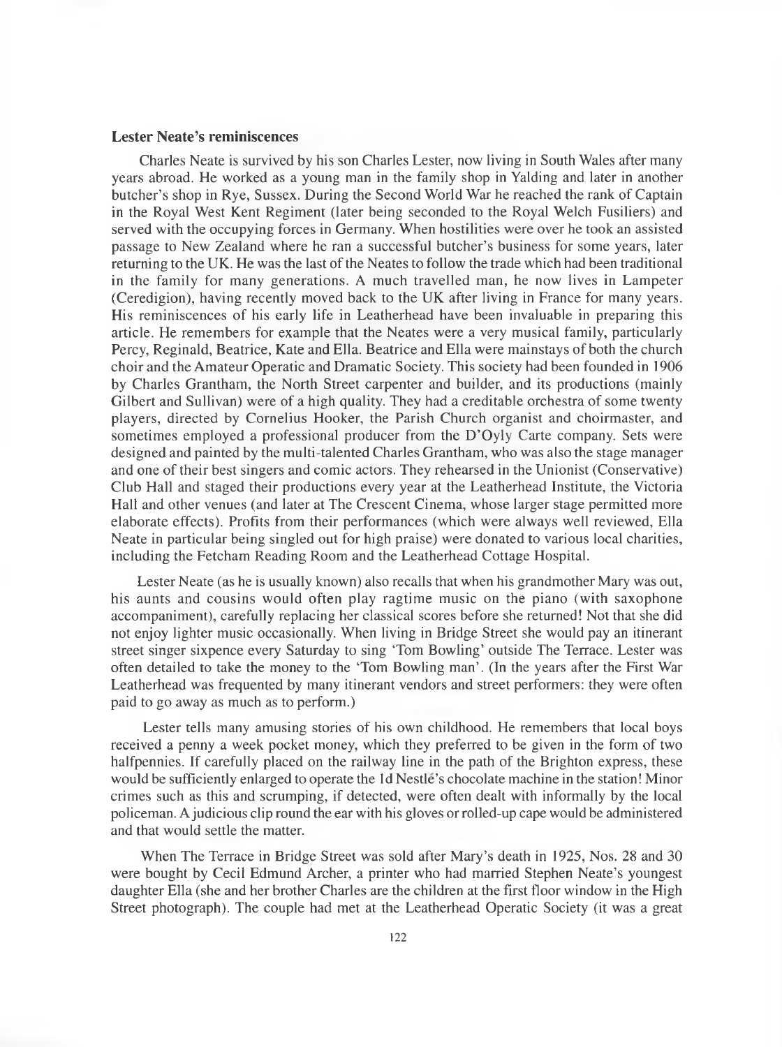### Lester Neate's reminiscences

Charles Neate is survived by his son Charles Lester, now living in South Wales after many years abroad. He worked as a young man in the family shop in Yalding and later in another butcher's shop in Rye, Sussex. During the Second World War he reached the rank of Captain in the Royal West Kent Regiment (later being seconded to the Royal Welch Fusiliers) and served with the occupying forces in Germany. When hostilities were over he took an assisted passage to New Zealand where he ran a successful butcher's business for some years, later returning to the UK. He was the last of the Neates to follow the trade which had been traditional in the family for many generations. A much travelled man, he now lives in Lampeter (Ceredigion), having recently moved back to the UK after living in France for many years. His reminiscences of his early life in Leatherhead have been invaluable in preparing this article. He remembers for example that the Neates were a very musical family, particularly Percy, Reginald, Beatrice, Kate and Ella. Beatrice and Ella were mainstays of both the church choir and the Amateur Operatic and Dramatic Society. This society had been founded in 1906 by Charles Grantham, the North Street carpenter and builder, and its productions (mainly Gilbert and Sullivan) were of a high quality. They had a creditable orchestra of some twenty players, directed by Cornelius Hooker, the Parish Church organist and choirmaster, and sometimes employed a professional producer from the D'Oyly Carte company. Sets were designed and painted by the multi-talented Charles Grantham, who was also the stage manager and one of their best singers and comic actors. They rehearsed in the Unionist (Conservative) Club Hall and staged their productions every year at the Leatherhead Institute, the Victoria Hall and other venues (and later at The Crescent Cinema, whose larger stage permitted more elaborate effects). Profits from their performances (which were always well reviewed, Ella Neate in particular being singled out for high praise) were donated to various local charities, including the Fetcham Reading Room and the Leatherhead Cottage Hospital.

Lester Neate (as he is usually known) also recalls that when his grandmother Mary was out, his aunts and cousins would often play ragtime music on the piano (with saxophone accompaniment), carefully replacing her classical scores before she returned! Not that she did not enjoy lighter music occasionally. When living in Bridge Street she would pay an itinerant street singer sixpence every Saturday to sing 'Tom Bowling' outside The Terrace. Lester was often detailed to take the money to the 'Tom Bowling man'. (In the years after the First War Leatherhead was frequented by many itinerant vendors and street performers: they were often paid to go away as much as to perform.)

Lester tells many amusing stories of his own childhood. He remembers that local boys received a penny a week pocket money, which they preferred to be given in the form of two halfpennies. If carefully placed on the railway line in the path of the Brighton express, these would be sufficiently enlarged to operate the 1d Nestlé's chocolate machine in the station! Minor crimes such as this and scrumping, if detected, were often dealt with informally by the local policeman. A judicious clip round the ear with his gloves or rolled-up cape would be administered and that would settle the matter.

When The Terrace in Bridge Street was sold after Mary's death in 1925, Nos. 28 and 30 were bought by Cecil Edmund Archer, a printer who had married Stephen Neate's youngest daughter Ella (she and her brother Charles are the children at the first floor window in the High Street photograph). The couple had met at the Leatherhead Operatic Society (it was a great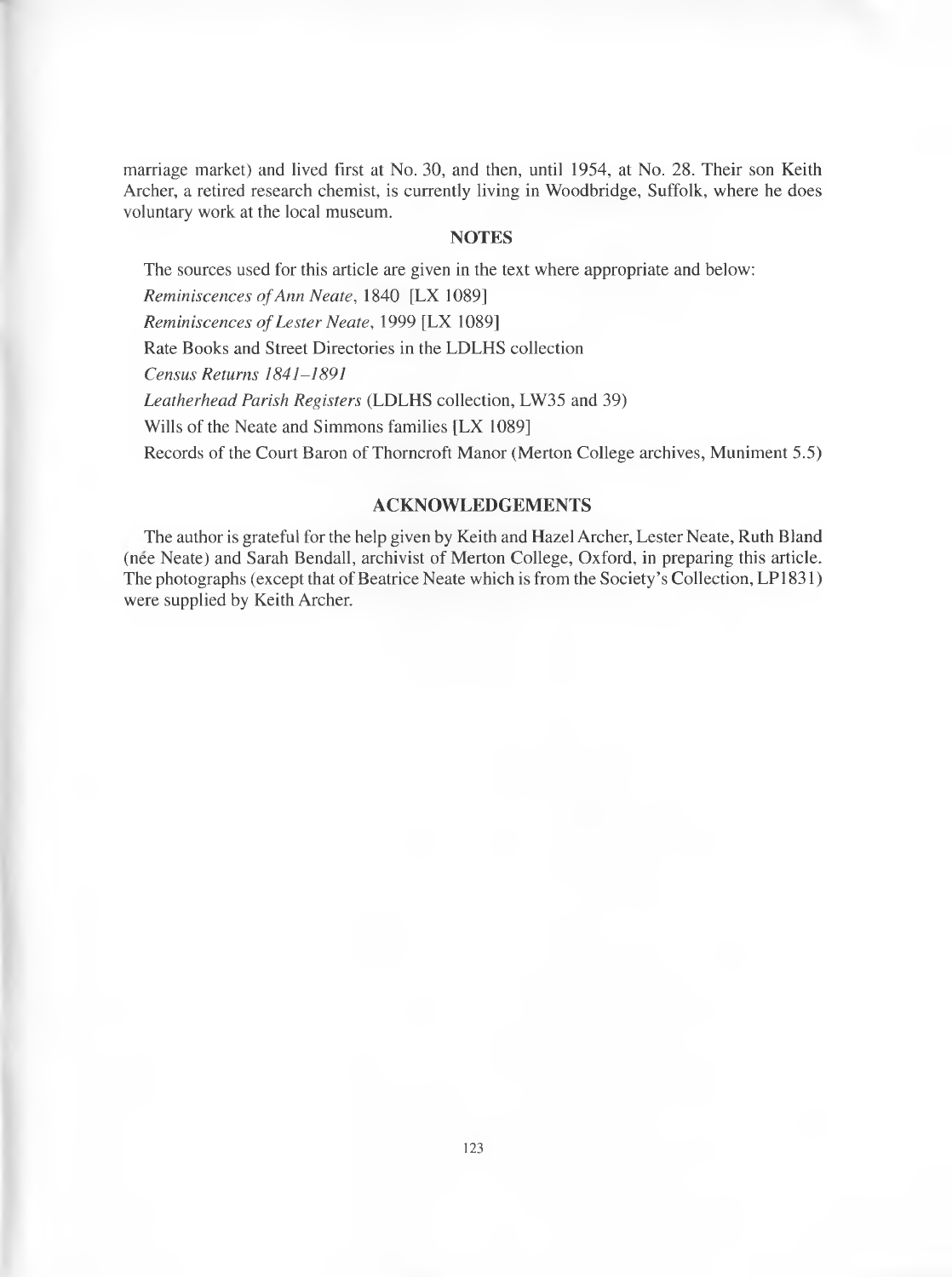marriage market) and lived first at No. 30, and then, until 1954, at No. 28. Their son Keith Archer, a retired research chemist, is currently living in Woodbridge, Suffolk, where he does voluntary work at the local museum.

## NOTES

The sources used for this article are given in the text where appropriate and below:

*Reminiscences of Ann Neate*, 1840 [LX 1089]

*Reminiscences of Lester Neate*, 1999 [LX 1089]

Rate Books and Street Directories in the LDLHS collection

*Census Returns 1841–1891*

*Leatherhead Parish Registers* (LDLHS collection, LW35 and 39)

Wills of the Neate and Simmons families [LX 1089]

Records of the Court Baron of Thorncroft Manor (Merton College archives, Muniment 5.5)

## ACKNOWLEDGEMENTS

The author is grateful for the help given by Keith and Hazel Archer, Lester Neate, Ruth Bland (née Neate) and Sarah Bendall, archivist of Merton College, Oxford, in preparing this article. The photographs (except that of Beatrice Neate which is from the Society's Collection, LP1831) were supplied by Keith Archer.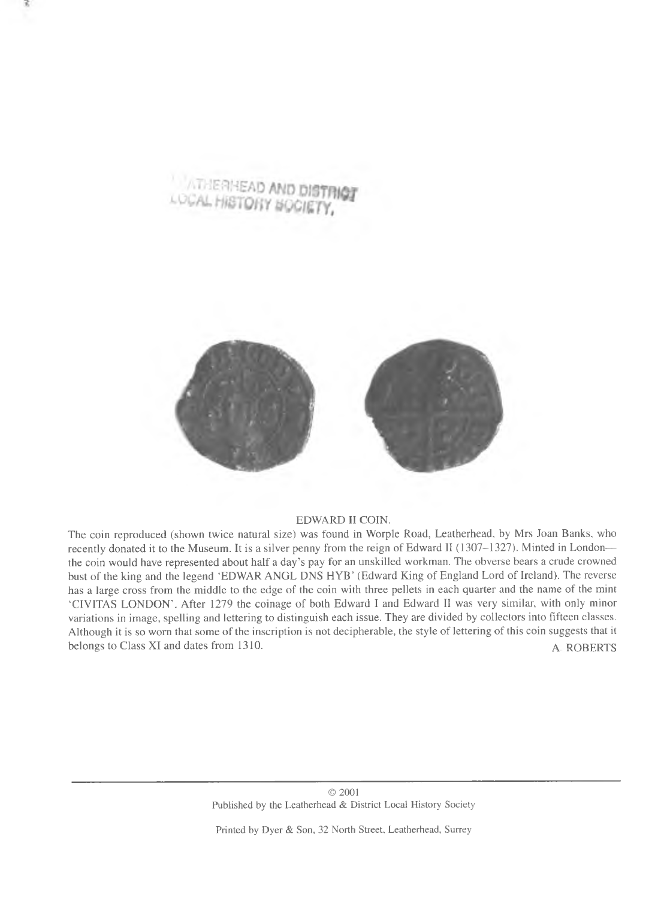EDWARD II COIN.

The coin reproduced (shown twice natural size) was found in Worple Road, Leatherhead, by Mrs Joan Banks, who recently donated it to the Museum. It is a silver penny from the reign of Edward II (1307–1327). Minted in London—the coin would have represented about half a day's pay for an unskilled workman. The obverse bears a crude crowned bust of the king and the legend 'EDWAR ANGL DNS HYB' (Edward King of England Lord of Ireland). The reverse has a large cross from the middle to the edge of the coin with three pellets in each quarter and the name of the mint 'CIVITAS LONDON'. After 1279 the coinage of both Edward I and Edward II was very similar, with only minor variations in image, spelling and lettering to distinguish each issue. They are divided by collectors into fifteen classes. Although it is so worn that some of the inscription is not decipherable, the style of lettering of this coin suggests that it belongs to Class XI and dates from 1310.

A ROBERTS

© 2001

Published by the Leatherhead & District Local History Society

Printed by Dyer & Son, 32 North Street, Leatherhead, Surrey